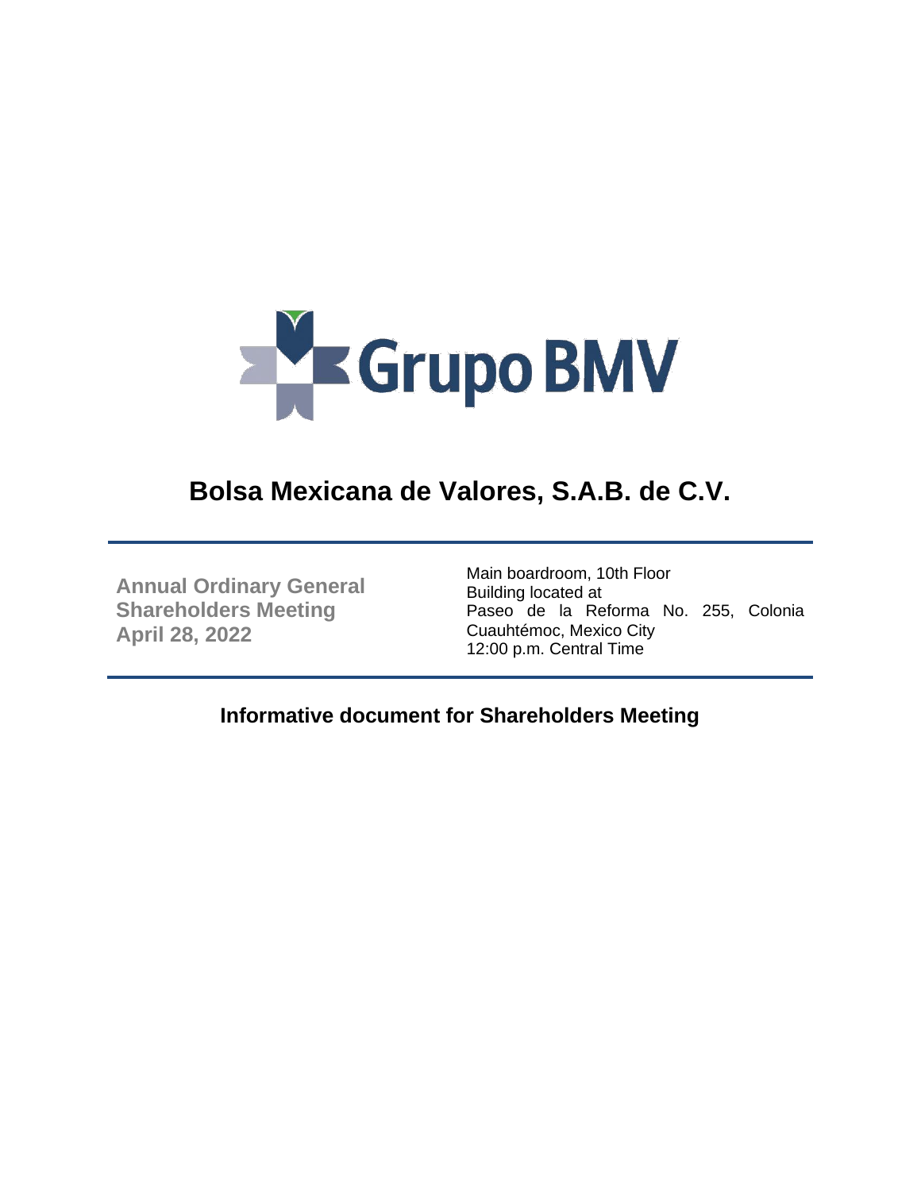Grupo BMV

# Bolsa Mexicana de Valores, S.A.B. de C.V.

**Annual Ordinary General Shareholders Meeting**
**April 28, 2022**

Main boardroom, 10th Floor
Building located at
Paseo de la Reforma No. 255, Colonia Cuauhtémoc, Mexico City
12:00 p.m. Central Time

## Informative document for Shareholders Meeting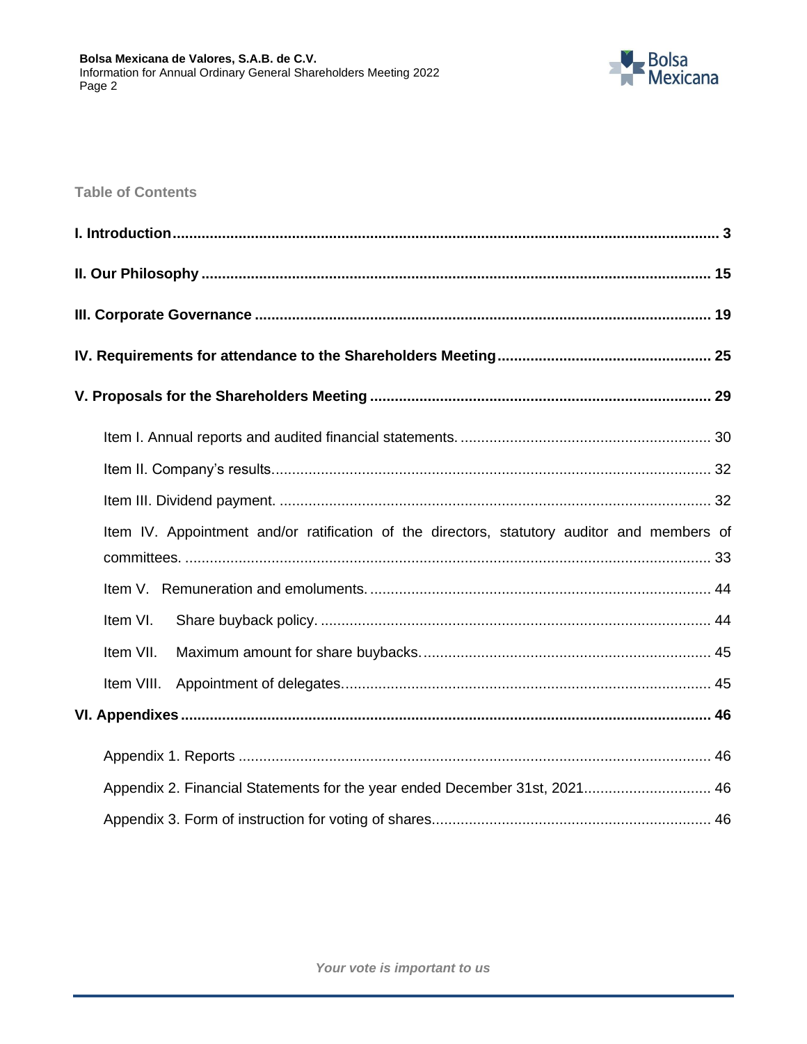## Table of Contents

**I. Introduction** .......... **3**

**II. Our Philosophy** .......... **15**

**III. Corporate Governance** .......... **19**

**IV. Requirements for attendance to the Shareholders Meeting** .......... **25**

**V. Proposals for the Shareholders Meeting** .......... **29**

- Item I. Annual reports and audited financial statements. .......... 30
- Item II. Company's results. .......... 32
- Item III. Dividend payment. .......... 32
- Item IV. Appointment and/or ratification of the directors, statutory auditor and members of committees. .......... 33
- Item V. Remuneration and emoluments. .......... 44
- Item VI. Share buyback policy. .......... 44
- Item VII. Maximum amount for share buybacks. .......... 45
- Item VIII. Appointment of delegates. .......... 45

**VI. Appendixes** .......... **46**

- Appendix 1. Reports .......... 46
- Appendix 2. Financial Statements for the year ended December 31st, 2021 .......... 46
- Appendix 3. Form of instruction for voting of shares .......... 46

*Your vote is important to us*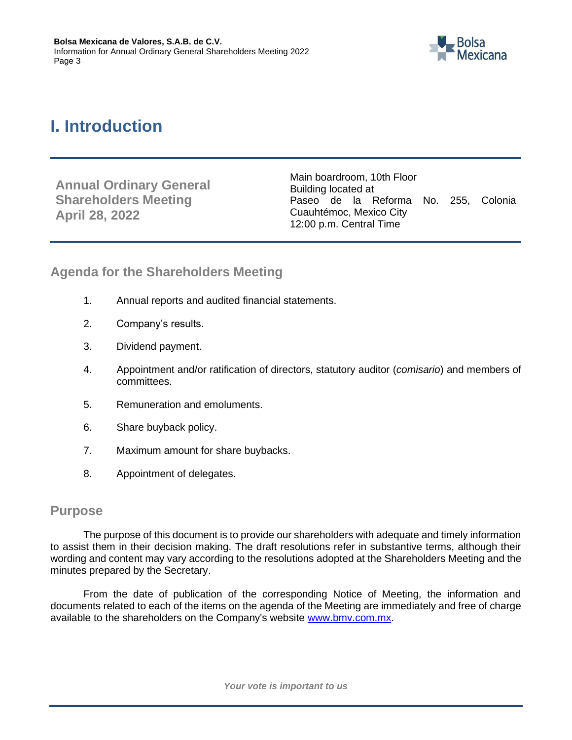# I. Introduction

| **Annual Ordinary General Shareholders Meeting April 28, 2022** | Main boardroom, 10th Floor<br>Building located at<br>Paseo de la Reforma No. 255, Colonia Cuauhtémoc, Mexico City<br>12:00 p.m. Central Time |
|---|---|

## Agenda for the Shareholders Meeting

1. Annual reports and audited financial statements.
2. Company's results.
3. Dividend payment.
4. Appointment and/or ratification of directors, statutory auditor (*comisario*) and members of committees.
5. Remuneration and emoluments.
6. Share buyback policy.
7. Maximum amount for share buybacks.
8. Appointment of delegates.

## Purpose

The purpose of this document is to provide our shareholders with adequate and timely information to assist them in their decision making. The draft resolutions refer in substantive terms, although their wording and content may vary according to the resolutions adopted at the Shareholders Meeting and the minutes prepared by the Secretary.

From the date of publication of the corresponding Notice of Meeting, the information and documents related to each of the items on the agenda of the Meeting are immediately and free of charge available to the shareholders on the Company's website www.bmv.com.mx.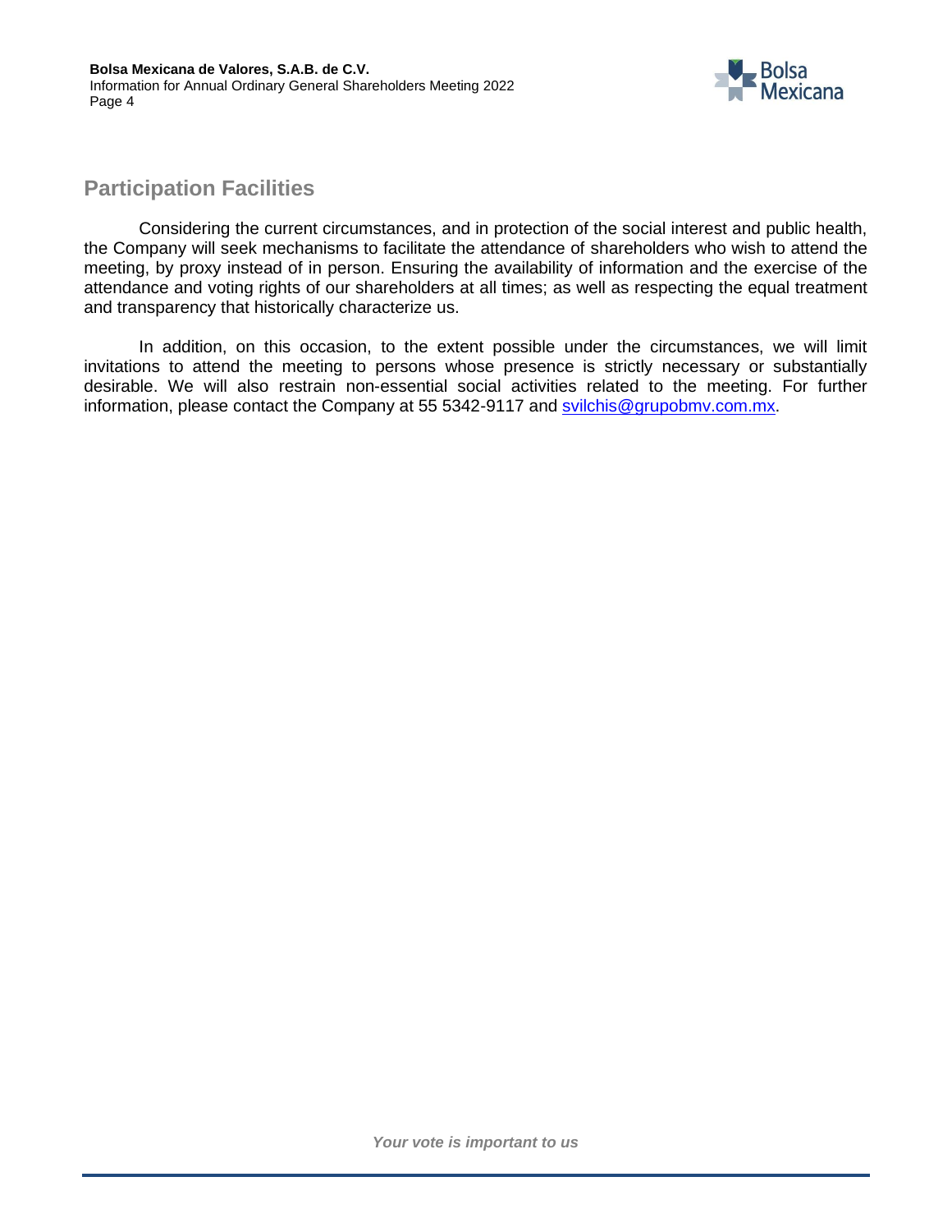## Participation Facilities

Considering the current circumstances, and in protection of the social interest and public health, the Company will seek mechanisms to facilitate the attendance of shareholders who wish to attend the meeting, by proxy instead of in person. Ensuring the availability of information and the exercise of the attendance and voting rights of our shareholders at all times; as well as respecting the equal treatment and transparency that historically characterize us.

In addition, on this occasion, to the extent possible under the circumstances, we will limit invitations to attend the meeting to persons whose presence is strictly necessary or substantially desirable. We will also restrain non-essential social activities related to the meeting. For further information, please contact the Company at 55 5342-9117 and svilchis@grupobmv.com.mx.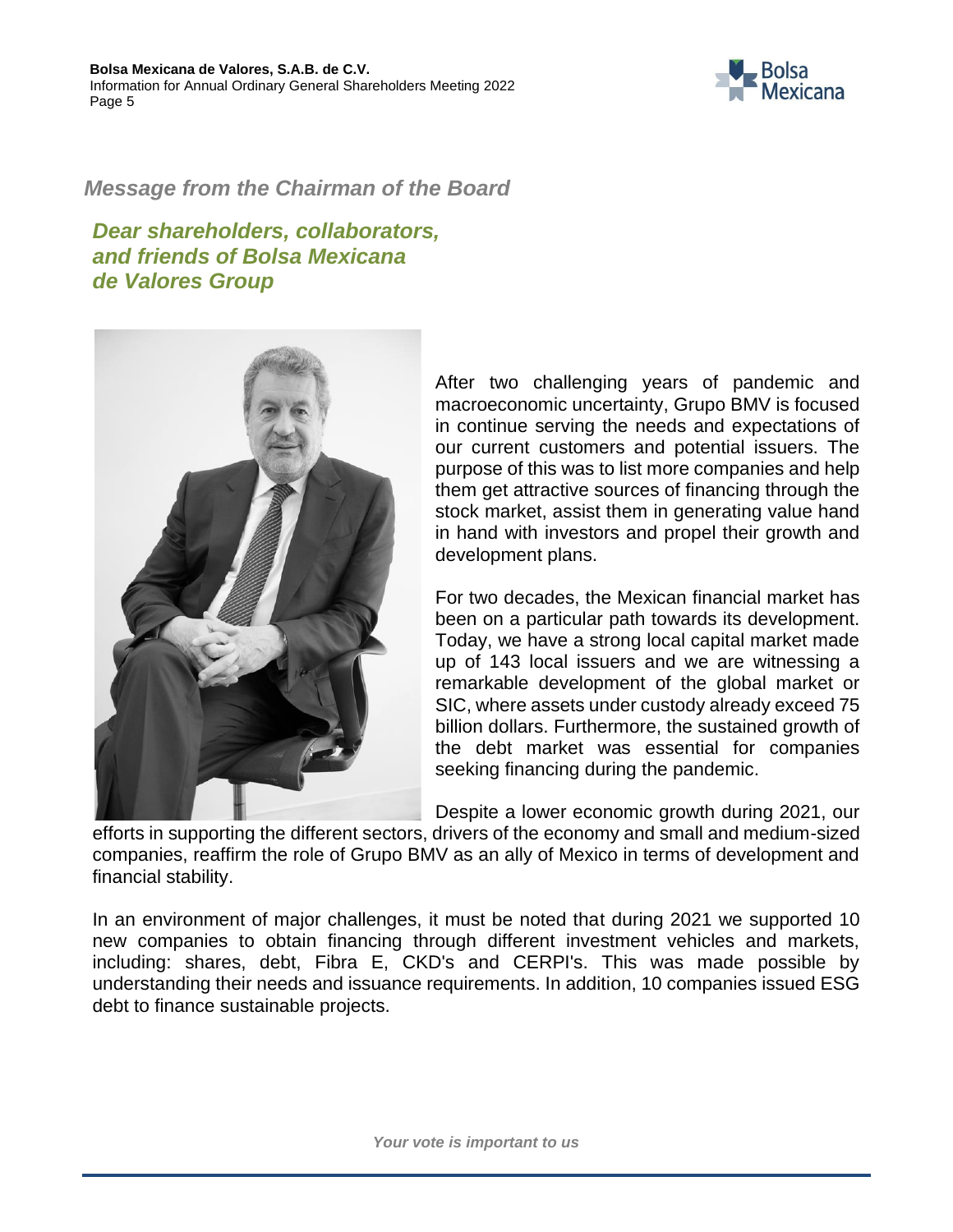## *Message from the Chairman of the Board*

### *Dear shareholders, collaborators, and friends of Bolsa Mexicana de Valores Group*

After two challenging years of pandemic and macroeconomic uncertainty, Grupo BMV is focused in continue serving the needs and expectations of our current customers and potential issuers. The purpose of this was to list more companies and help them get attractive sources of financing through the stock market, assist them in generating value hand in hand with investors and propel their growth and development plans.

For two decades, the Mexican financial market has been on a particular path towards its development. Today, we have a strong local capital market made up of 143 local issuers and we are witnessing a remarkable development of the global market or SIC, where assets under custody already exceed 75 billion dollars. Furthermore, the sustained growth of the debt market was essential for companies seeking financing during the pandemic.

Despite a lower economic growth during 2021, our efforts in supporting the different sectors, drivers of the economy and small and medium-sized companies, reaffirm the role of Grupo BMV as an ally of Mexico in terms of development and financial stability.

In an environment of major challenges, it must be noted that during 2021 we supported 10 new companies to obtain financing through different investment vehicles and markets, including: shares, debt, Fibra E, CKD's and CERPI's. This was made possible by understanding their needs and issuance requirements. In addition, 10 companies issued ESG debt to finance sustainable projects.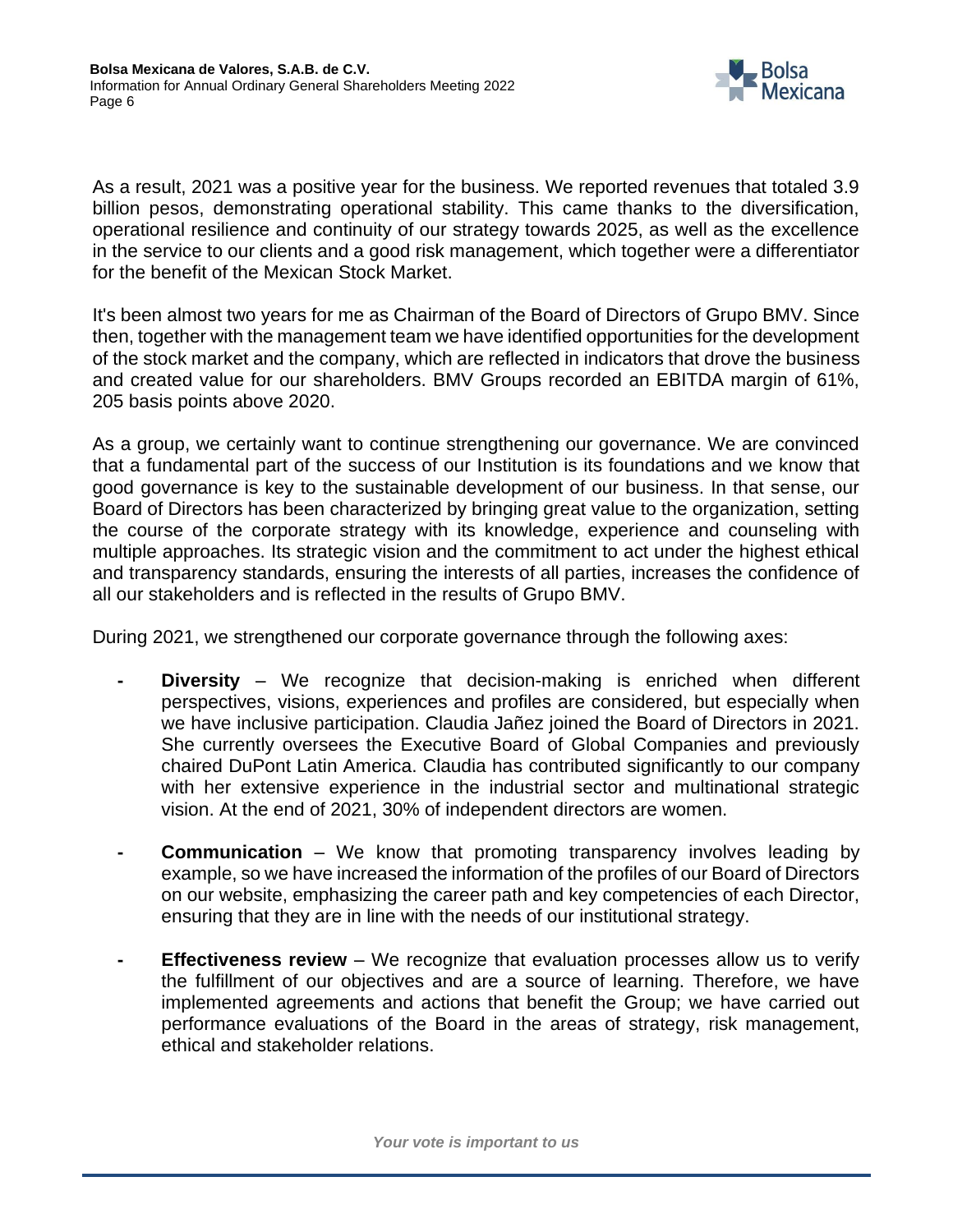As a result, 2021 was a positive year for the business. We reported revenues that totaled 3.9 billion pesos, demonstrating operational stability. This came thanks to the diversification, operational resilience and continuity of our strategy towards 2025, as well as the excellence in the service to our clients and a good risk management, which together were a differentiator for the benefit of the Mexican Stock Market.

It's been almost two years for me as Chairman of the Board of Directors of Grupo BMV. Since then, together with the management team we have identified opportunities for the development of the stock market and the company, which are reflected in indicators that drove the business and created value for our shareholders. BMV Groups recorded an EBITDA margin of 61%, 205 basis points above 2020.

As a group, we certainly want to continue strengthening our governance. We are convinced that a fundamental part of the success of our Institution is its foundations and we know that good governance is key to the sustainable development of our business. In that sense, our Board of Directors has been characterized by bringing great value to the organization, setting the course of the corporate strategy with its knowledge, experience and counseling with multiple approaches. Its strategic vision and the commitment to act under the highest ethical and transparency standards, ensuring the interests of all parties, increases the confidence of all our stakeholders and is reflected in the results of Grupo BMV.

During 2021, we strengthened our corporate governance through the following axes:

- **Diversity** – We recognize that decision-making is enriched when different perspectives, visions, experiences and profiles are considered, but especially when we have inclusive participation. Claudia Jañez joined the Board of Directors in 2021. She currently oversees the Executive Board of Global Companies and previously chaired DuPont Latin America. Claudia has contributed significantly to our company with her extensive experience in the industrial sector and multinational strategic vision. At the end of 2021, 30% of independent directors are women.
- **Communication** – We know that promoting transparency involves leading by example, so we have increased the information of the profiles of our Board of Directors on our website, emphasizing the career path and key competencies of each Director, ensuring that they are in line with the needs of our institutional strategy.
- **Effectiveness review** – We recognize that evaluation processes allow us to verify the fulfillment of our objectives and are a source of learning. Therefore, we have implemented agreements and actions that benefit the Group; we have carried out performance evaluations of the Board in the areas of strategy, risk management, ethical and stakeholder relations.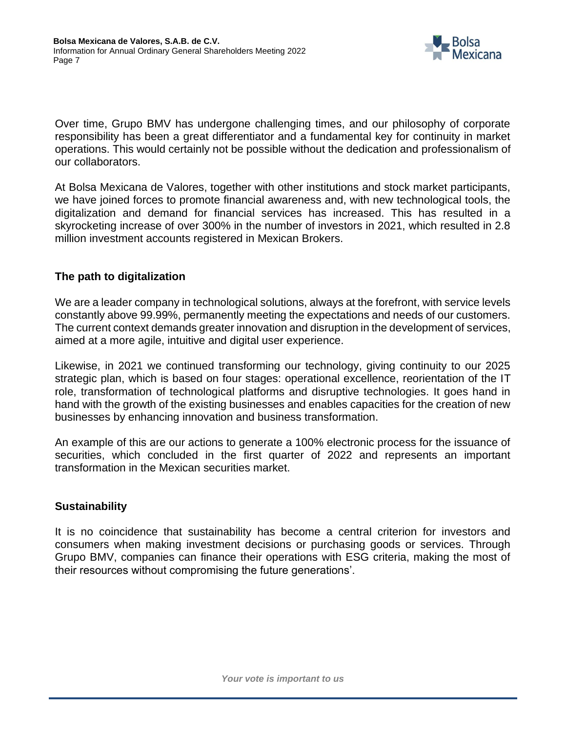Over time, Grupo BMV has undergone challenging times, and our philosophy of corporate responsibility has been a great differentiator and a fundamental key for continuity in market operations. This would certainly not be possible without the dedication and professionalism of our collaborators.

At Bolsa Mexicana de Valores, together with other institutions and stock market participants, we have joined forces to promote financial awareness and, with new technological tools, the digitalization and demand for financial services has increased. This has resulted in a skyrocketing increase of over 300% in the number of investors in 2021, which resulted in 2.8 million investment accounts registered in Mexican Brokers.

## The path to digitalization

We are a leader company in technological solutions, always at the forefront, with service levels constantly above 99.99%, permanently meeting the expectations and needs of our customers. The current context demands greater innovation and disruption in the development of services, aimed at a more agile, intuitive and digital user experience.

Likewise, in 2021 we continued transforming our technology, giving continuity to our 2025 strategic plan, which is based on four stages: operational excellence, reorientation of the IT role, transformation of technological platforms and disruptive technologies. It goes hand in hand with the growth of the existing businesses and enables capacities for the creation of new businesses by enhancing innovation and business transformation.

An example of this are our actions to generate a 100% electronic process for the issuance of securities, which concluded in the first quarter of 2022 and represents an important transformation in the Mexican securities market.

## Sustainability

It is no coincidence that sustainability has become a central criterion for investors and consumers when making investment decisions or purchasing goods or services. Through Grupo BMV, companies can finance their operations with ESG criteria, making the most of their resources without compromising the future generations'.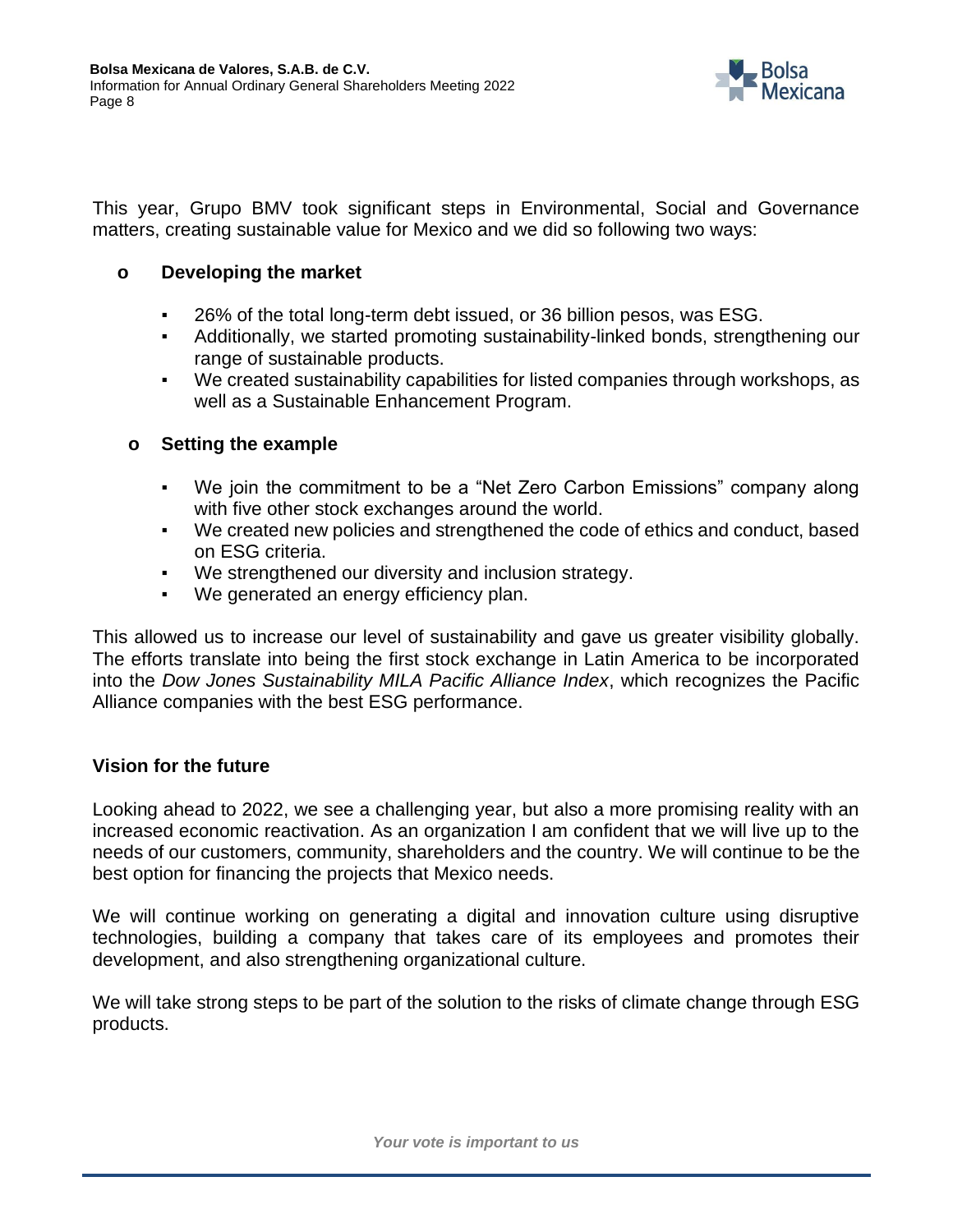This year, Grupo BMV took significant steps in Environmental, Social and Governance matters, creating sustainable value for Mexico and we did so following two ways:

- **Developing the market**
  - 26% of the total long-term debt issued, or 36 billion pesos, was ESG.
  - Additionally, we started promoting sustainability-linked bonds, strengthening our range of sustainable products.
  - We created sustainability capabilities for listed companies through workshops, as well as a Sustainable Enhancement Program.

- **Setting the example**
  - We join the commitment to be a "Net Zero Carbon Emissions" company along with five other stock exchanges around the world.
  - We created new policies and strengthened the code of ethics and conduct, based on ESG criteria.
  - We strengthened our diversity and inclusion strategy.
  - We generated an energy efficiency plan.

This allowed us to increase our level of sustainability and gave us greater visibility globally. The efforts translate into being the first stock exchange in Latin America to be incorporated into the *Dow Jones Sustainability MILA Pacific Alliance Index*, which recognizes the Pacific Alliance companies with the best ESG performance.

## Vision for the future

Looking ahead to 2022, we see a challenging year, but also a more promising reality with an increased economic reactivation. As an organization I am confident that we will live up to the needs of our customers, community, shareholders and the country. We will continue to be the best option for financing the projects that Mexico needs.

We will continue working on generating a digital and innovation culture using disruptive technologies, building a company that takes care of its employees and promotes their development, and also strengthening organizational culture.

We will take strong steps to be part of the solution to the risks of climate change through ESG products.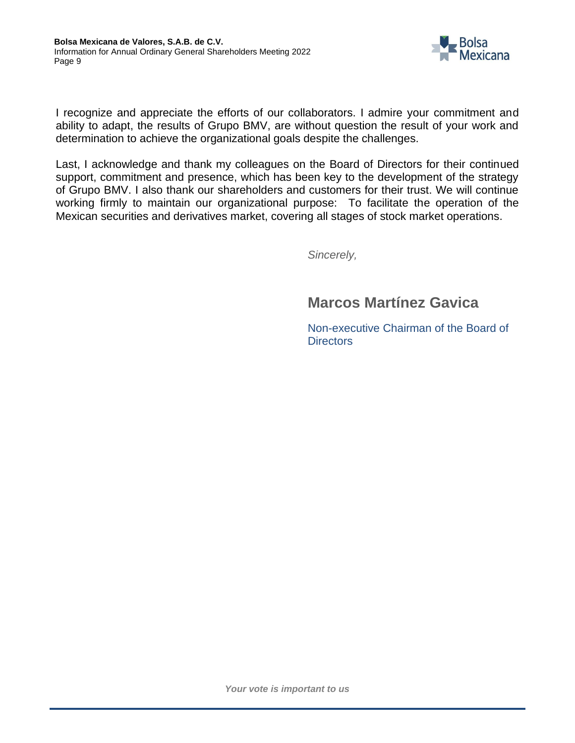I recognize and appreciate the efforts of our collaborators. I admire your commitment and ability to adapt, the results of Grupo BMV, are without question the result of your work and determination to achieve the organizational goals despite the challenges.

Last, I acknowledge and thank my colleagues on the Board of Directors for their continued support, commitment and presence, which has been key to the development of the strategy of Grupo BMV. I also thank our shareholders and customers for their trust. We will continue working firmly to maintain our organizational purpose: To facilitate the operation of the Mexican securities and derivatives market, covering all stages of stock market operations.

*Sincerely,*

**Marcos Martínez Gavica**

Non-executive Chairman of the Board of Directors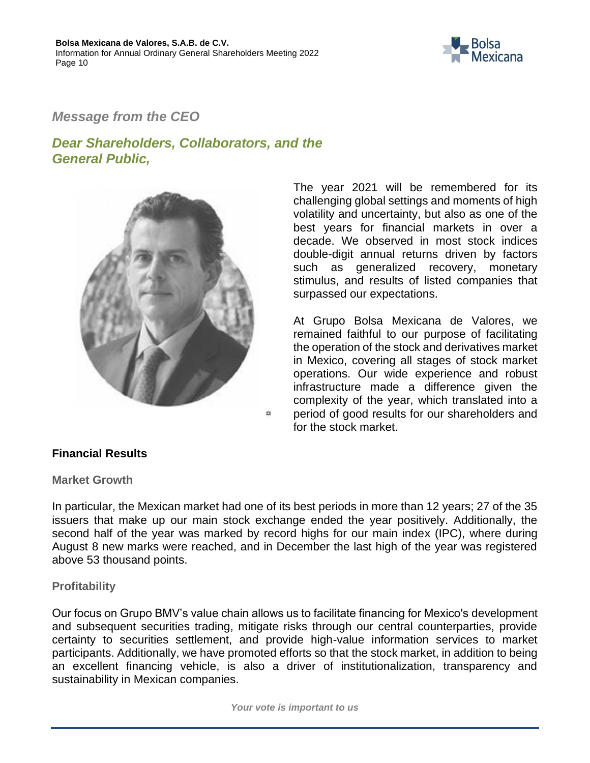## *Message from the CEO*

### *Dear Shareholders, Collaborators, and the General Public,*

The year 2021 will be remembered for its challenging global settings and moments of high volatility and uncertainty, but also as one of the best years for financial markets in over a decade. We observed in most stock indices double-digit annual returns driven by factors such as generalized recovery, monetary stimulus, and results of listed companies that surpassed our expectations.

At Grupo Bolsa Mexicana de Valores, we remained faithful to our purpose of facilitating the operation of the stock and derivatives market in Mexico, covering all stages of stock market operations. Our wide experience and robust infrastructure made a difference given the complexity of the year, which translated into a period of good results for our shareholders and for the stock market.

### Financial Results

#### Market Growth

In particular, the Mexican market had one of its best periods in more than 12 years; 27 of the 35 issuers that make up our main stock exchange ended the year positively. Additionally, the second half of the year was marked by record highs for our main index (IPC), where during August 8 new marks were reached, and in December the last high of the year was registered above 53 thousand points.

#### Profitability

Our focus on Grupo BMV's value chain allows us to facilitate financing for Mexico's development and subsequent securities trading, mitigate risks through our central counterparties, provide certainty to securities settlement, and provide high-value information services to market participants. Additionally, we have promoted efforts so that the stock market, in addition to being an excellent financing vehicle, is also a driver of institutionalization, transparency and sustainability in Mexican companies.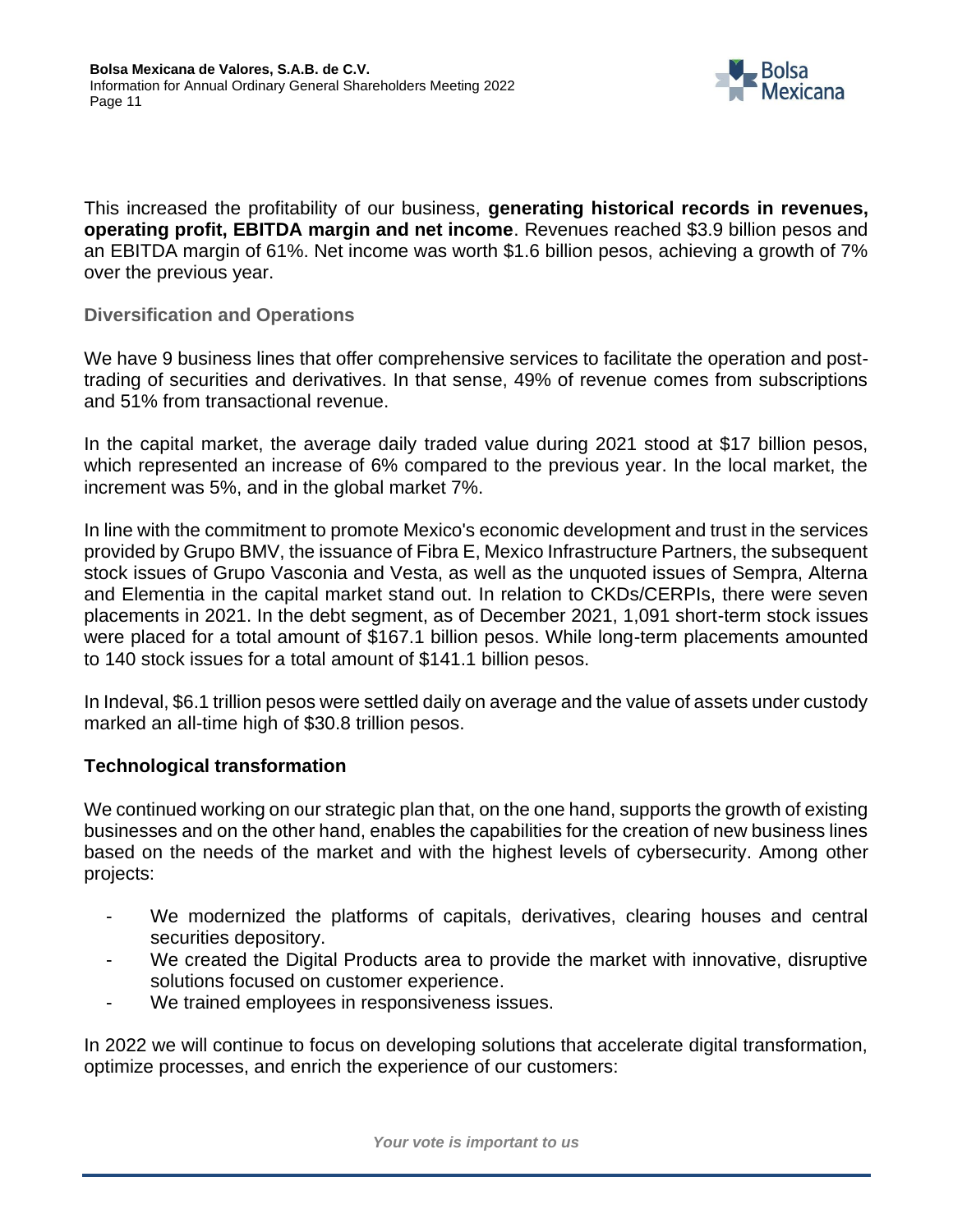This increased the profitability of our business, **generating historical records in revenues, operating profit, EBITDA margin and net income**. Revenues reached $3.9 billion pesos and an EBITDA margin of 61%. Net income was worth $1.6 billion pesos, achieving a growth of 7% over the previous year.

### Diversification and Operations

We have 9 business lines that offer comprehensive services to facilitate the operation and post-trading of securities and derivatives. In that sense, 49% of revenue comes from subscriptions and 51% from transactional revenue.

In the capital market, the average daily traded value during 2021 stood at $17 billion pesos, which represented an increase of 6% compared to the previous year. In the local market, the increment was 5%, and in the global market 7%.

In line with the commitment to promote Mexico's economic development and trust in the services provided by Grupo BMV, the issuance of Fibra E, Mexico Infrastructure Partners, the subsequent stock issues of Grupo Vasconia and Vesta, as well as the unquoted issues of Sempra, Alterna and Elementia in the capital market stand out. In relation to CKDs/CERPIs, there were seven placements in 2021. In the debt segment, as of December 2021, 1,091 short-term stock issues were placed for a total amount of $167.1 billion pesos. While long-term placements amounted to 140 stock issues for a total amount of $141.1 billion pesos.

In Indeval, $6.1 trillion pesos were settled daily on average and the value of assets under custody marked an all-time high of $30.8 trillion pesos.

### Technological transformation

We continued working on our strategic plan that, on the one hand, supports the growth of existing businesses and on the other hand, enables the capabilities for the creation of new business lines based on the needs of the market and with the highest levels of cybersecurity. Among other projects:

- We modernized the platforms of capitals, derivatives, clearing houses and central securities depository.
- We created the Digital Products area to provide the market with innovative, disruptive solutions focused on customer experience.
- We trained employees in responsiveness issues.

In 2022 we will continue to focus on developing solutions that accelerate digital transformation, optimize processes, and enrich the experience of our customers: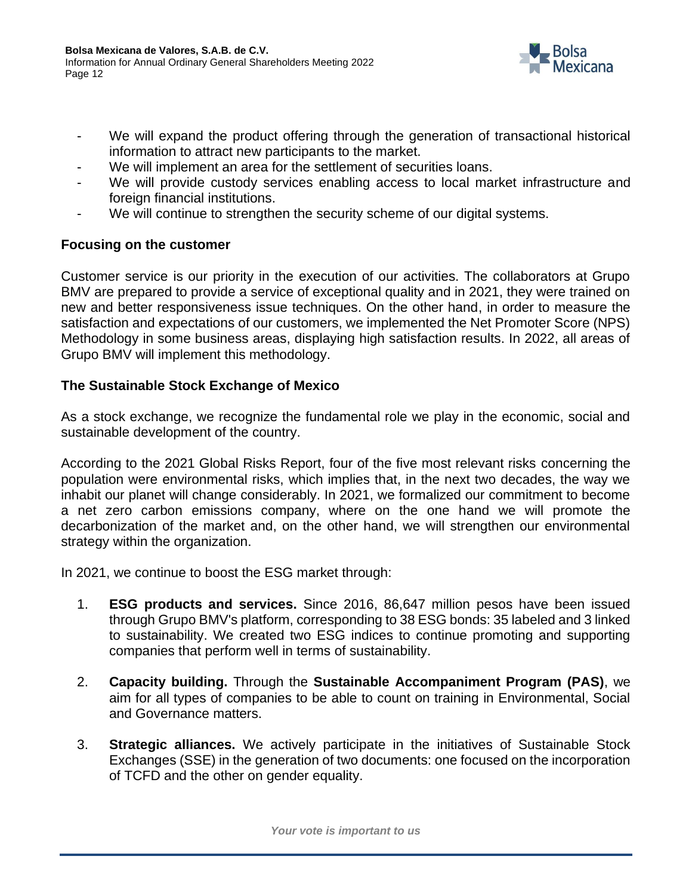- We will expand the product offering through the generation of transactional historical information to attract new participants to the market.
- We will implement an area for the settlement of securities loans.
- We will provide custody services enabling access to local market infrastructure and foreign financial institutions.
- We will continue to strengthen the security scheme of our digital systems.

**Focusing on the customer**

Customer service is our priority in the execution of our activities. The collaborators at Grupo BMV are prepared to provide a service of exceptional quality and in 2021, they were trained on new and better responsiveness issue techniques. On the other hand, in order to measure the satisfaction and expectations of our customers, we implemented the Net Promoter Score (NPS) Methodology in some business areas, displaying high satisfaction results. In 2022, all areas of Grupo BMV will implement this methodology.

**The Sustainable Stock Exchange of Mexico**

As a stock exchange, we recognize the fundamental role we play in the economic, social and sustainable development of the country.

According to the 2021 Global Risks Report, four of the five most relevant risks concerning the population were environmental risks, which implies that, in the next two decades, the way we inhabit our planet will change considerably. In 2021, we formalized our commitment to become a net zero carbon emissions company, where on the one hand we will promote the decarbonization of the market and, on the other hand, we will strengthen our environmental strategy within the organization.

In 2021, we continue to boost the ESG market through:

1. **ESG products and services.** Since 2016, 86,647 million pesos have been issued through Grupo BMV's platform, corresponding to 38 ESG bonds: 35 labeled and 3 linked to sustainability. We created two ESG indices to continue promoting and supporting companies that perform well in terms of sustainability.

2. **Capacity building.** Through the **Sustainable Accompaniment Program (PAS)**, we aim for all types of companies to be able to count on training in Environmental, Social and Governance matters.

3. **Strategic alliances.** We actively participate in the initiatives of Sustainable Stock Exchanges (SSE) in the generation of two documents: one focused on the incorporation of TCFD and the other on gender equality.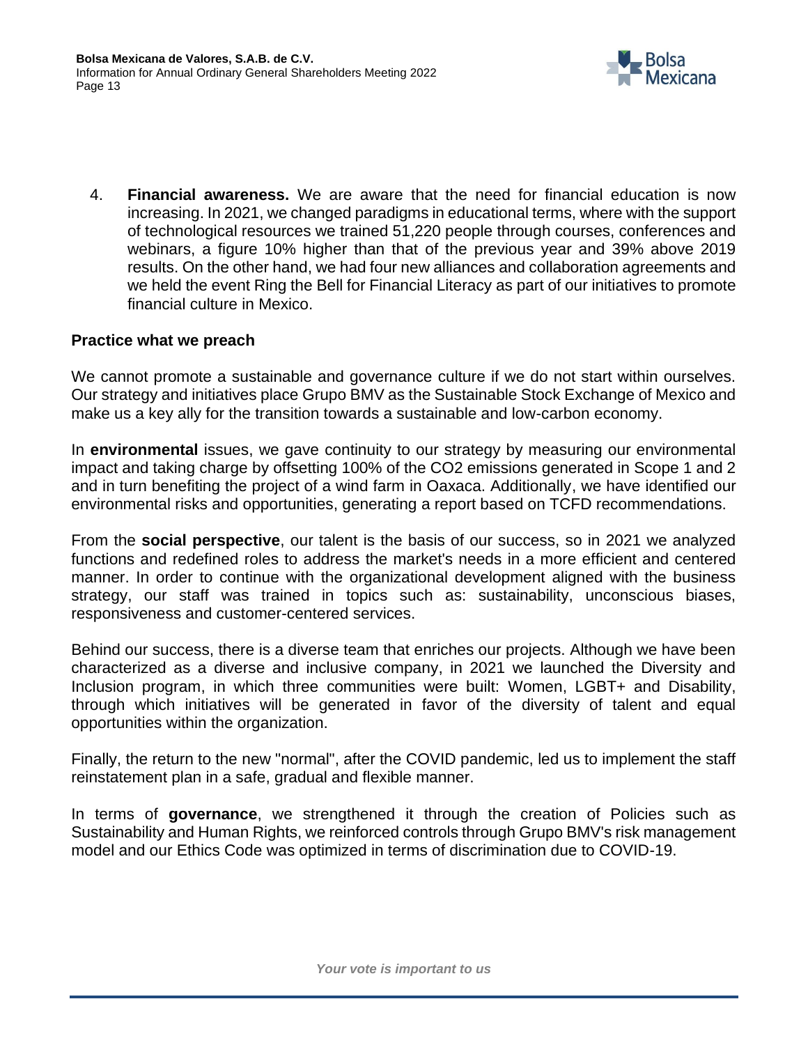4. **Financial awareness.** We are aware that the need for financial education is now increasing. In 2021, we changed paradigms in educational terms, where with the support of technological resources we trained 51,220 people through courses, conferences and webinars, a figure 10% higher than that of the previous year and 39% above 2019 results. On the other hand, we had four new alliances and collaboration agreements and we held the event Ring the Bell for Financial Literacy as part of our initiatives to promote financial culture in Mexico.

**Practice what we preach**

We cannot promote a sustainable and governance culture if we do not start within ourselves. Our strategy and initiatives place Grupo BMV as the Sustainable Stock Exchange of Mexico and make us a key ally for the transition towards a sustainable and low-carbon economy.

In **environmental** issues, we gave continuity to our strategy by measuring our environmental impact and taking charge by offsetting 100% of the $CO_2$ emissions generated in Scope 1 and 2 and in turn benefiting the project of a wind farm in Oaxaca. Additionally, we have identified our environmental risks and opportunities, generating a report based on TCFD recommendations.

From the **social perspective**, our talent is the basis of our success, so in 2021 we analyzed functions and redefined roles to address the market's needs in a more efficient and centered manner. In order to continue with the organizational development aligned with the business strategy, our staff was trained in topics such as: sustainability, unconscious biases, responsiveness and customer-centered services.

Behind our success, there is a diverse team that enriches our projects. Although we have been characterized as a diverse and inclusive company, in 2021 we launched the Diversity and Inclusion program, in which three communities were built: Women, LGBT+ and Disability, through which initiatives will be generated in favor of the diversity of talent and equal opportunities within the organization.

Finally, the return to the new "normal", after the COVID pandemic, led us to implement the staff reinstatement plan in a safe, gradual and flexible manner.

In terms of **governance**, we strengthened it through the creation of Policies such as Sustainability and Human Rights, we reinforced controls through Grupo BMV's risk management model and our Ethics Code was optimized in terms of discrimination due to COVID-19.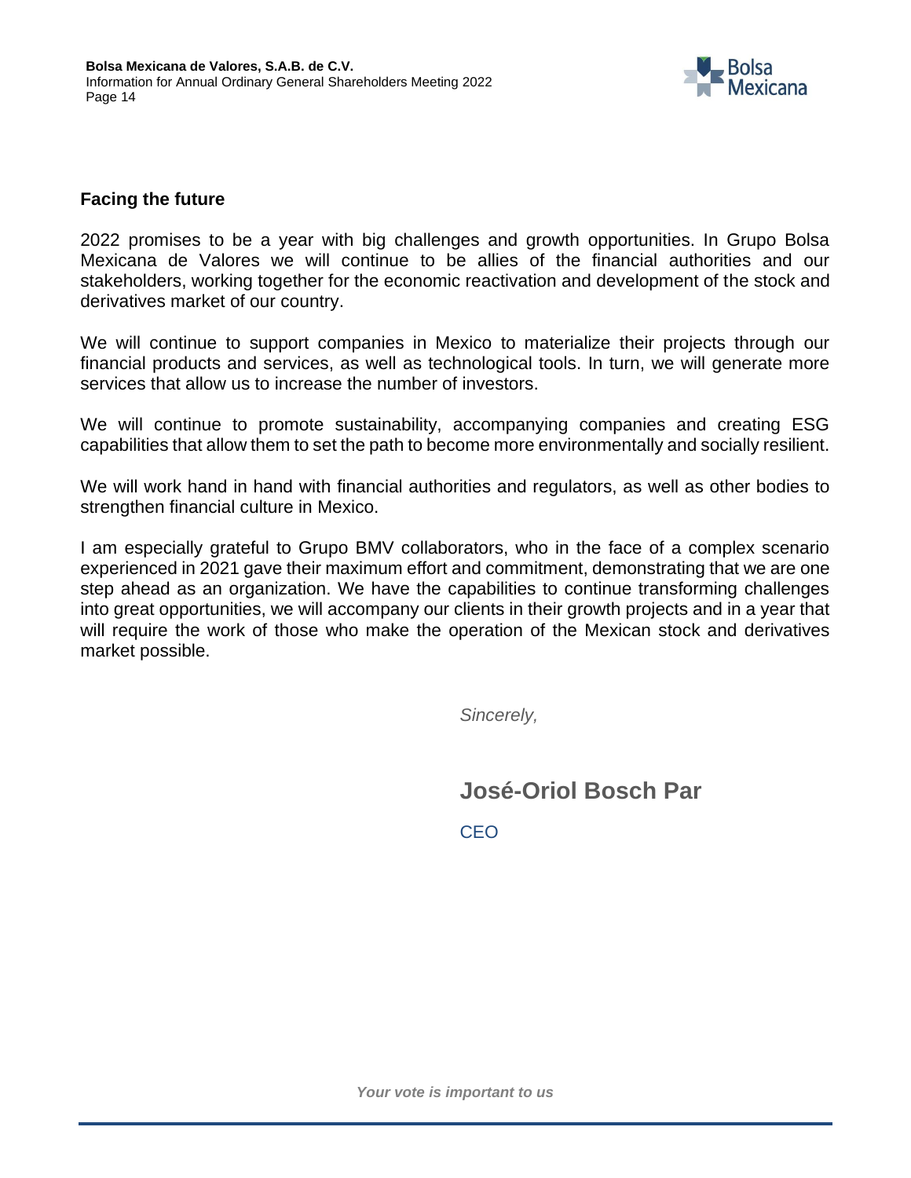## Facing the future

2022 promises to be a year with big challenges and growth opportunities. In Grupo Bolsa Mexicana de Valores we will continue to be allies of the financial authorities and our stakeholders, working together for the economic reactivation and development of the stock and derivatives market of our country.

We will continue to support companies in Mexico to materialize their projects through our financial products and services, as well as technological tools. In turn, we will generate more services that allow us to increase the number of investors.

We will continue to promote sustainability, accompanying companies and creating ESG capabilities that allow them to set the path to become more environmentally and socially resilient.

We will work hand in hand with financial authorities and regulators, as well as other bodies to strengthen financial culture in Mexico.

I am especially grateful to Grupo BMV collaborators, who in the face of a complex scenario experienced in 2021 gave their maximum effort and commitment, demonstrating that we are one step ahead as an organization. We have the capabilities to continue transforming challenges into great opportunities, we will accompany our clients in their growth projects and in a year that will require the work of those who make the operation of the Mexican stock and derivatives market possible.

*Sincerely,*

**José-Oriol Bosch Par**

CEO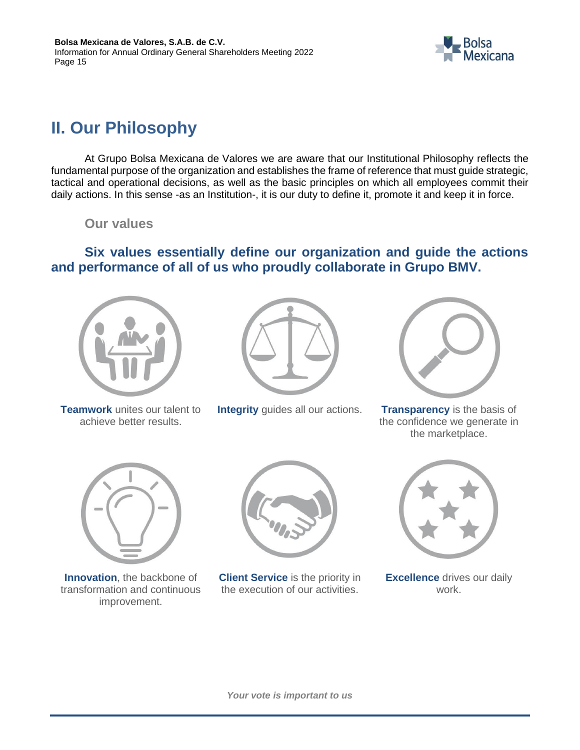## II. Our Philosophy

At Grupo Bolsa Mexicana de Valores we are aware that our Institutional Philosophy reflects the fundamental purpose of the organization and establishes the frame of reference that must guide strategic, tactical and operational decisions, as well as the basic principles on which all employees commit their daily actions. In this sense -as an Institution-, it is our duty to define it, promote it and keep it in force.

### Our values

**Six values essentially define our organization and guide the actions and performance of all of us who proudly collaborate in Grupo BMV.**

**Teamwork** unites our talent to achieve better results.

**Integrity** guides all our actions.

**Transparency** is the basis of the confidence we generate in the marketplace.

**Innovation**, the backbone of transformation and continuous improvement.

**Client Service** is the priority in the execution of our activities.

**Excellence** drives our daily work.

*Your vote is important to us*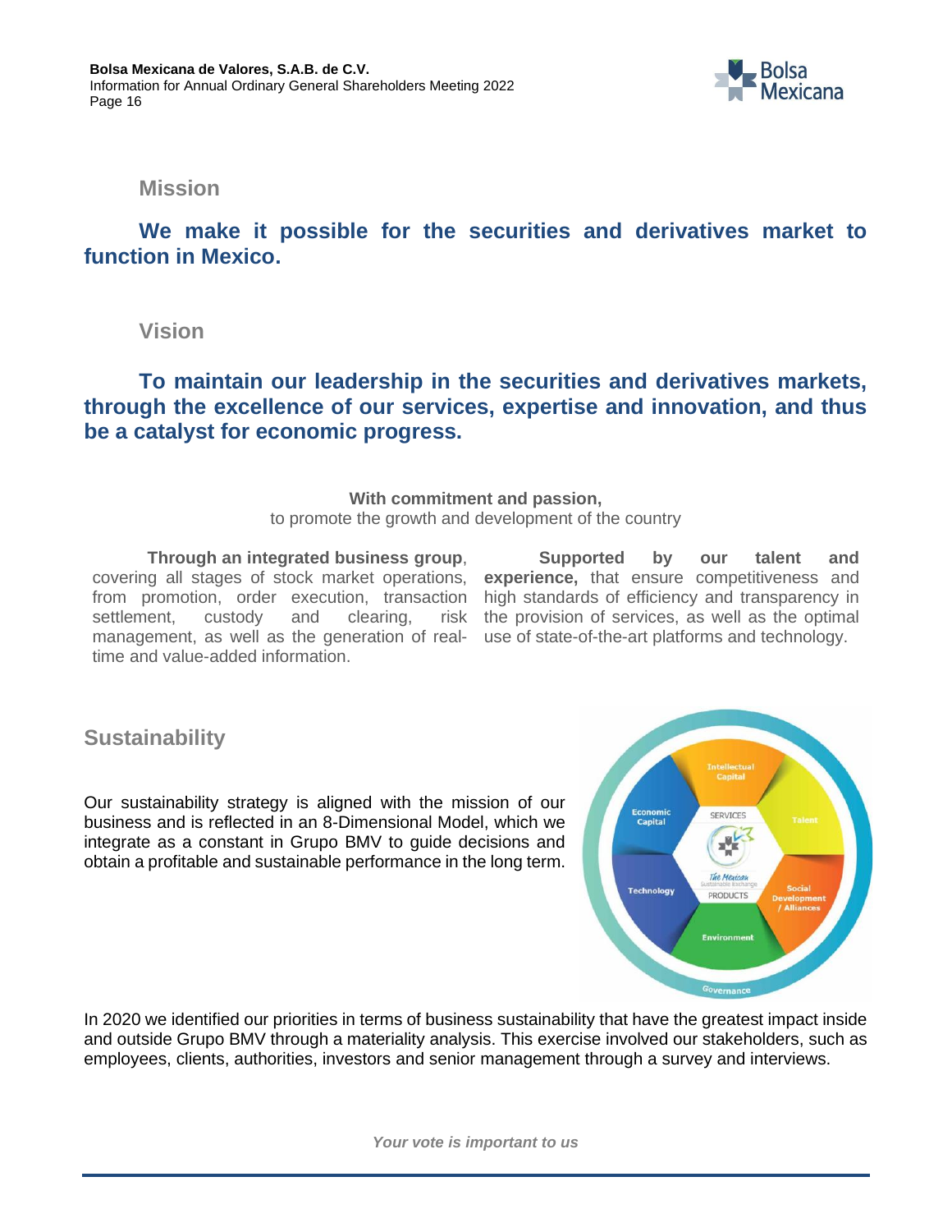## Mission

**We make it possible for the securities and derivatives market to function in Mexico.**

## Vision

**To maintain our leadership in the securities and derivatives markets, through the excellence of our services, expertise and innovation, and thus be a catalyst for economic progress.**

**With commitment and passion,**
to promote the growth and development of the country

**Through an integrated business group**, covering all stages of stock market operations, from promotion, order execution, transaction settlement, custody and clearing, risk management, as well as the generation of real-time and value-added information.

**Supported by our talent and experience,** that ensure competitiveness and high standards of efficiency and transparency in the provision of services, as well as the optimal use of state-of-the-art platforms and technology.

## Sustainability

Our sustainability strategy is aligned with the mission of our business and is reflected in an 8-Dimensional Model, which we integrate as a constant in Grupo BMV to guide decisions and obtain a profitable and sustainable performance in the long term.

In 2020 we identified our priorities in terms of business sustainability that have the greatest impact inside and outside Grupo BMV through a materiality analysis. This exercise involved our stakeholders, such as employees, clients, authorities, investors and senior management through a survey and interviews.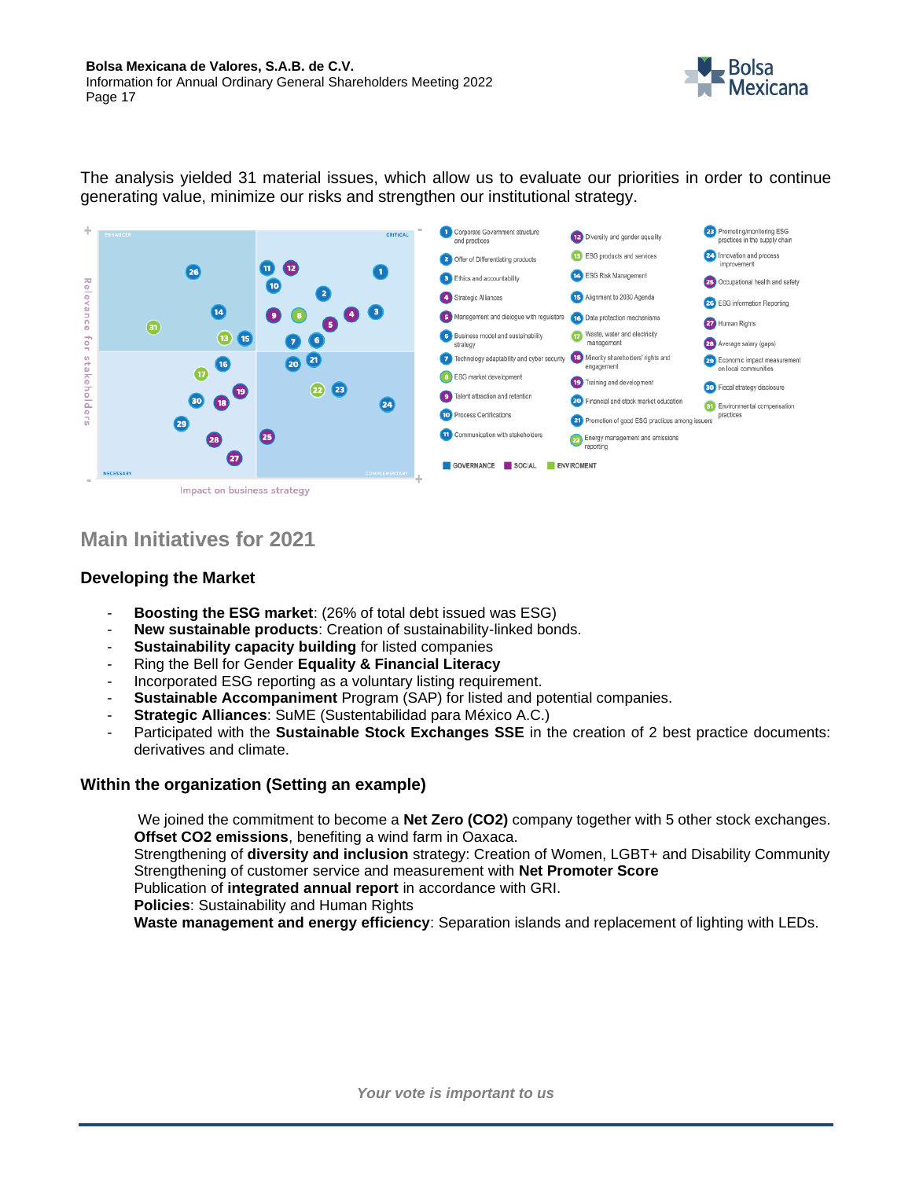The analysis yielded 31 material issues, which allow us to evaluate our priorities in order to continue generating value, minimize our risks and strengthen our institutional strategy.

1. Corporate Government structure and practices
2. Offer of Differentiating products
3. Ethics and accountability
4. Strategic Alliances
5. Management and dialogue with regulators
6. Business model and sustainability strategy
7. Technology adaptability and cyber security
8. ESG market development
9. Talent attraction and retention
10. Process Certifications
11. Communication with stakeholders
12. Diversity and gender equality
13. ESG products and services
14. ESG Risk Management
15. Alignment to 2030 Agenda
16. Data protection mechanisms
17. Waste, water and electricity management
18. Minority shareholders' rights and engagement
19. Training and development
20. Financial and stock market education
21. Promotion of good ESG practices among issuers
22. Energy management and emissions reporting
23. Promoting/monitoring ESG practices in the supply chain
24. Innovation and process improvement
25. Occupational health and safety
26. ESG information Reporting
27. Human Rights
28. Average salary (gaps)
29. Economic impact measurement on local communities
30. Fiscal strategy disclosure
31. Environmental compensation practices

GOVERNANCE | SOCIAL | ENVIROMENT

## Main Initiatives for 2021

### Developing the Market

- **Boosting the ESG market**: (26% of total debt issued was ESG)
- **New sustainable products**: Creation of sustainability-linked bonds.
- **Sustainability capacity building** for listed companies
- Ring the Bell for Gender **Equality & Financial Literacy**
- Incorporated ESG reporting as a voluntary listing requirement.
- **Sustainable Accompaniment** Program (SAP) for listed and potential companies.
- **Strategic Alliances**: SuME (Sustentabilidad para México A.C.)
- Participated with the **Sustainable Stock Exchanges SSE** in the creation of 2 best practice documents: derivatives and climate.

### Within the organization (Setting an example)

We joined the commitment to become a **Net Zero (CO2)** company together with 5 other stock exchanges.
**Offset CO2 emissions**, benefiting a wind farm in Oaxaca.
Strengthening of **diversity and inclusion** strategy: Creation of Women, LGBT+ and Disability Community
Strengthening of customer service and measurement with **Net Promoter Score**
Publication of **integrated annual report** in accordance with GRI.
**Policies**: Sustainability and Human Rights
**Waste management and energy efficiency**: Separation islands and replacement of lighting with LEDs.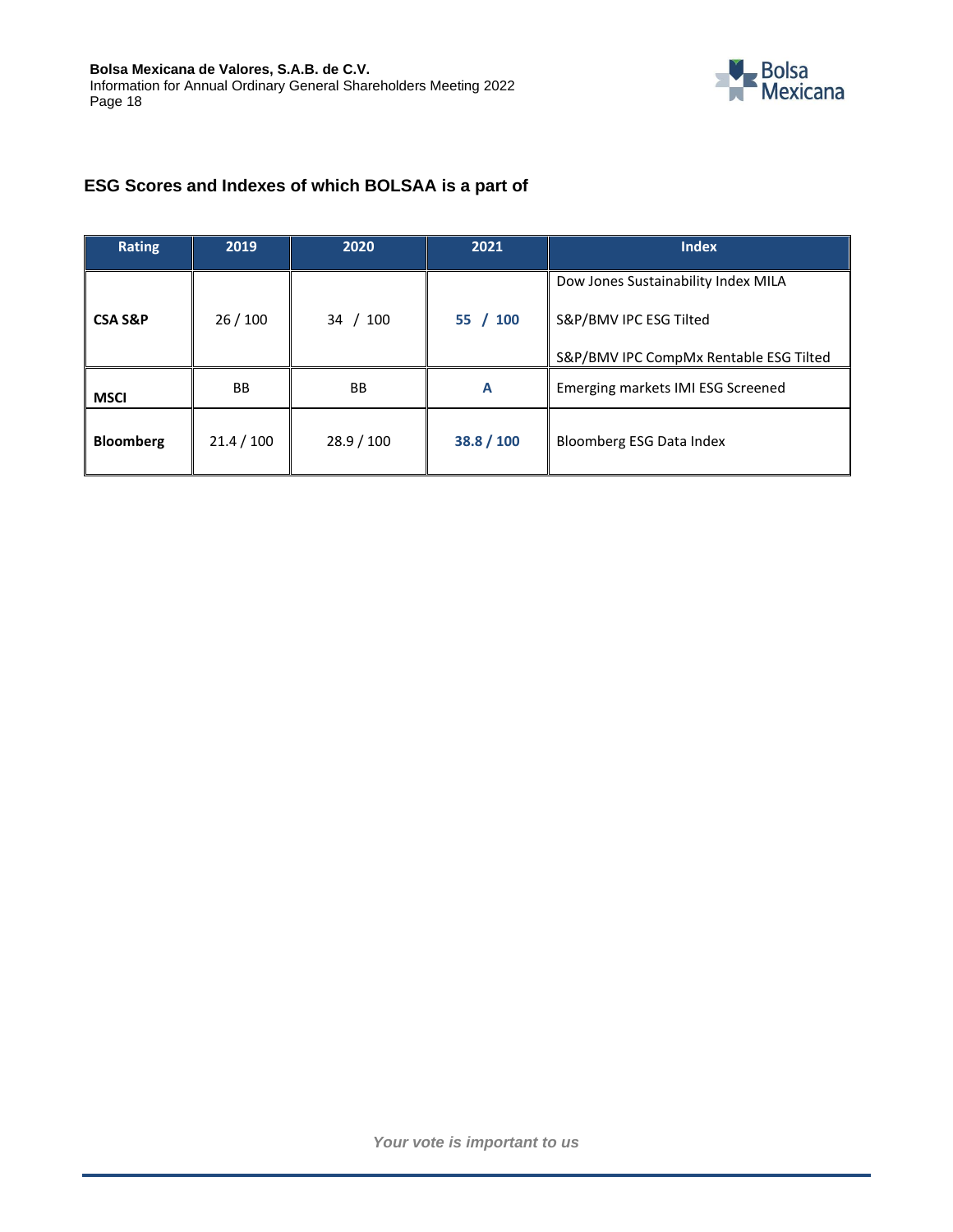## ESG Scores and Indexes of which BOLSAA is a part of

| Rating | 2019 | 2020 | 2021 | Index |
|---|---|---|---|---|
| **CSA S&P** | 26 / 100 | 34 / 100 | **55 / 100** | Dow Jones Sustainability Index MILA<br>S&P/BMV IPC ESG Tilted<br>S&P/BMV IPC CompMx Rentable ESG Tilted |
| **MSCI** | BB | BB | **A** | Emerging markets IMI ESG Screened |
| **Bloomberg** | 21.4 / 100 | 28.9 / 100 | **38.8 / 100** | Bloomberg ESG Data Index |

*Your vote is important to us*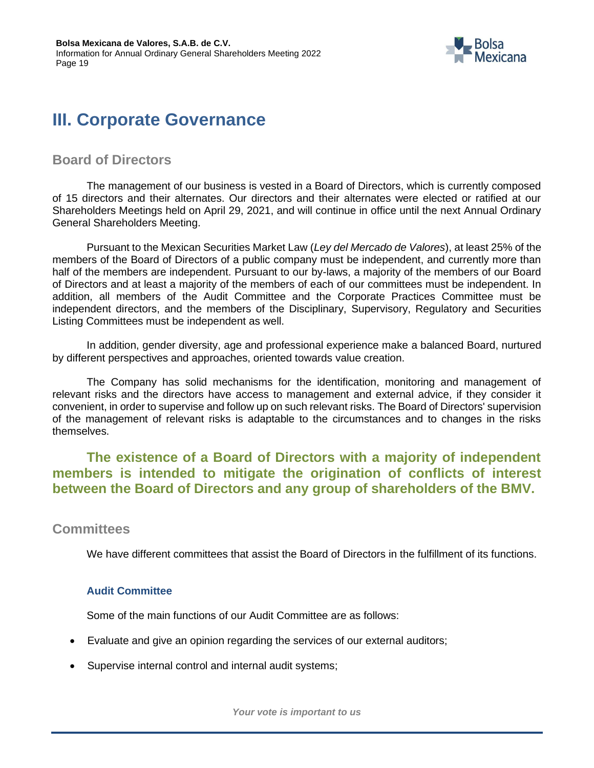# III. Corporate Governance

## Board of Directors

The management of our business is vested in a Board of Directors, which is currently composed of 15 directors and their alternates. Our directors and their alternates were elected or ratified at our Shareholders Meetings held on April 29, 2021, and will continue in office until the next Annual Ordinary General Shareholders Meeting.

Pursuant to the Mexican Securities Market Law (*Ley del Mercado de Valores*), at least 25% of the members of the Board of Directors of a public company must be independent, and currently more than half of the members are independent. Pursuant to our by-laws, a majority of the members of our Board of Directors and at least a majority of the members of each of our committees must be independent. In addition, all members of the Audit Committee and the Corporate Practices Committee must be independent directors, and the members of the Disciplinary, Supervisory, Regulatory and Securities Listing Committees must be independent as well.

In addition, gender diversity, age and professional experience make a balanced Board, nurtured by different perspectives and approaches, oriented towards value creation.

The Company has solid mechanisms for the identification, monitoring and management of relevant risks and the directors have access to management and external advice, if they consider it convenient, in order to supervise and follow up on such relevant risks. The Board of Directors' supervision of the management of relevant risks is adaptable to the circumstances and to changes in the risks themselves.

**The existence of a Board of Directors with a majority of independent members is intended to mitigate the origination of conflicts of interest between the Board of Directors and any group of shareholders of the BMV.**

## Committees

We have different committees that assist the Board of Directors in the fulfillment of its functions.

### Audit Committee

Some of the main functions of our Audit Committee are as follows:

- Evaluate and give an opinion regarding the services of our external auditors;
- Supervise internal control and internal audit systems;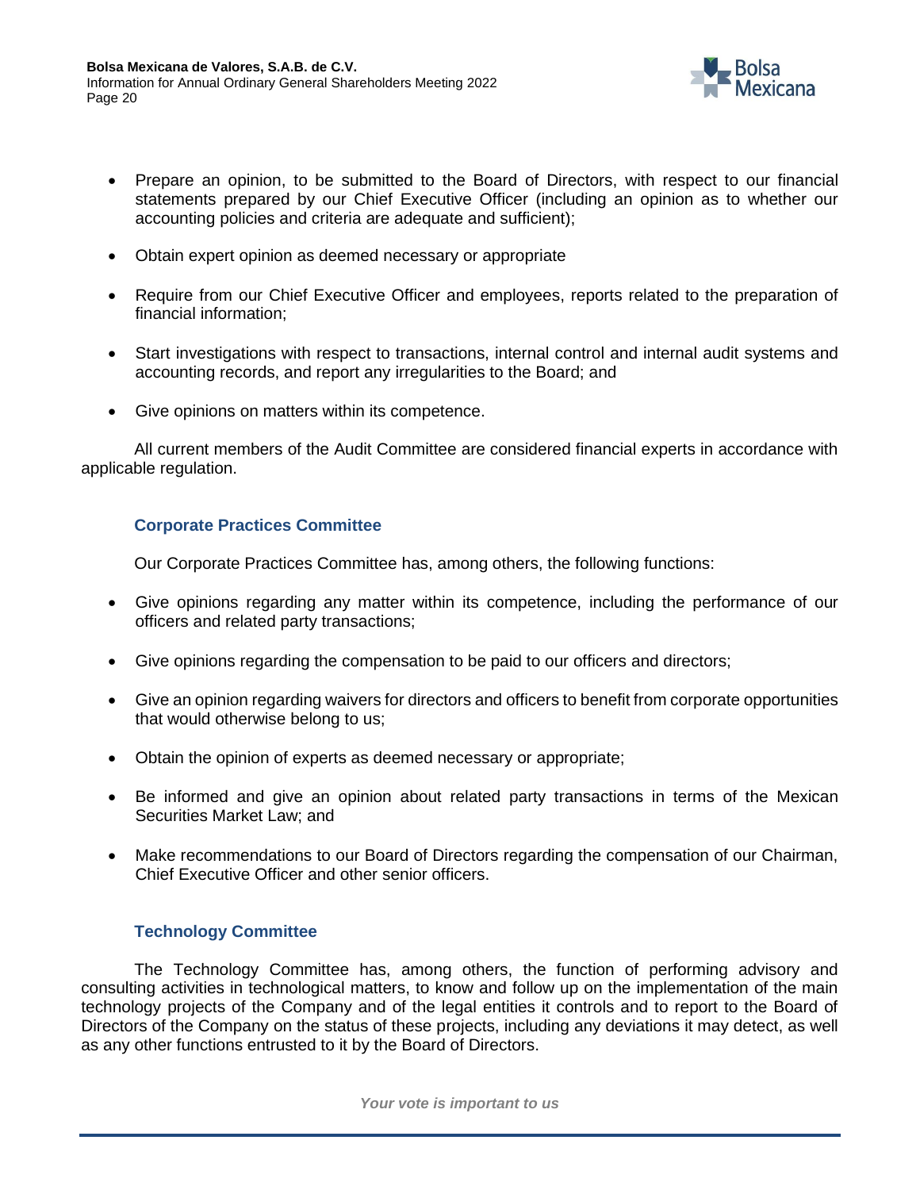- Prepare an opinion, to be submitted to the Board of Directors, with respect to our financial statements prepared by our Chief Executive Officer (including an opinion as to whether our accounting policies and criteria are adequate and sufficient);

- Obtain expert opinion as deemed necessary or appropriate

- Require from our Chief Executive Officer and employees, reports related to the preparation of financial information;

- Start investigations with respect to transactions, internal control and internal audit systems and accounting records, and report any irregularities to the Board; and

- Give opinions on matters within its competence.

All current members of the Audit Committee are considered financial experts in accordance with applicable regulation.

### Corporate Practices Committee

Our Corporate Practices Committee has, among others, the following functions:

- Give opinions regarding any matter within its competence, including the performance of our officers and related party transactions;

- Give opinions regarding the compensation to be paid to our officers and directors;

- Give an opinion regarding waivers for directors and officers to benefit from corporate opportunities that would otherwise belong to us;

- Obtain the opinion of experts as deemed necessary or appropriate;

- Be informed and give an opinion about related party transactions in terms of the Mexican Securities Market Law; and

- Make recommendations to our Board of Directors regarding the compensation of our Chairman, Chief Executive Officer and other senior officers.

### Technology Committee

The Technology Committee has, among others, the function of performing advisory and consulting activities in technological matters, to know and follow up on the implementation of the main technology projects of the Company and of the legal entities it controls and to report to the Board of Directors of the Company on the status of these projects, including any deviations it may detect, as well as any other functions entrusted to it by the Board of Directors.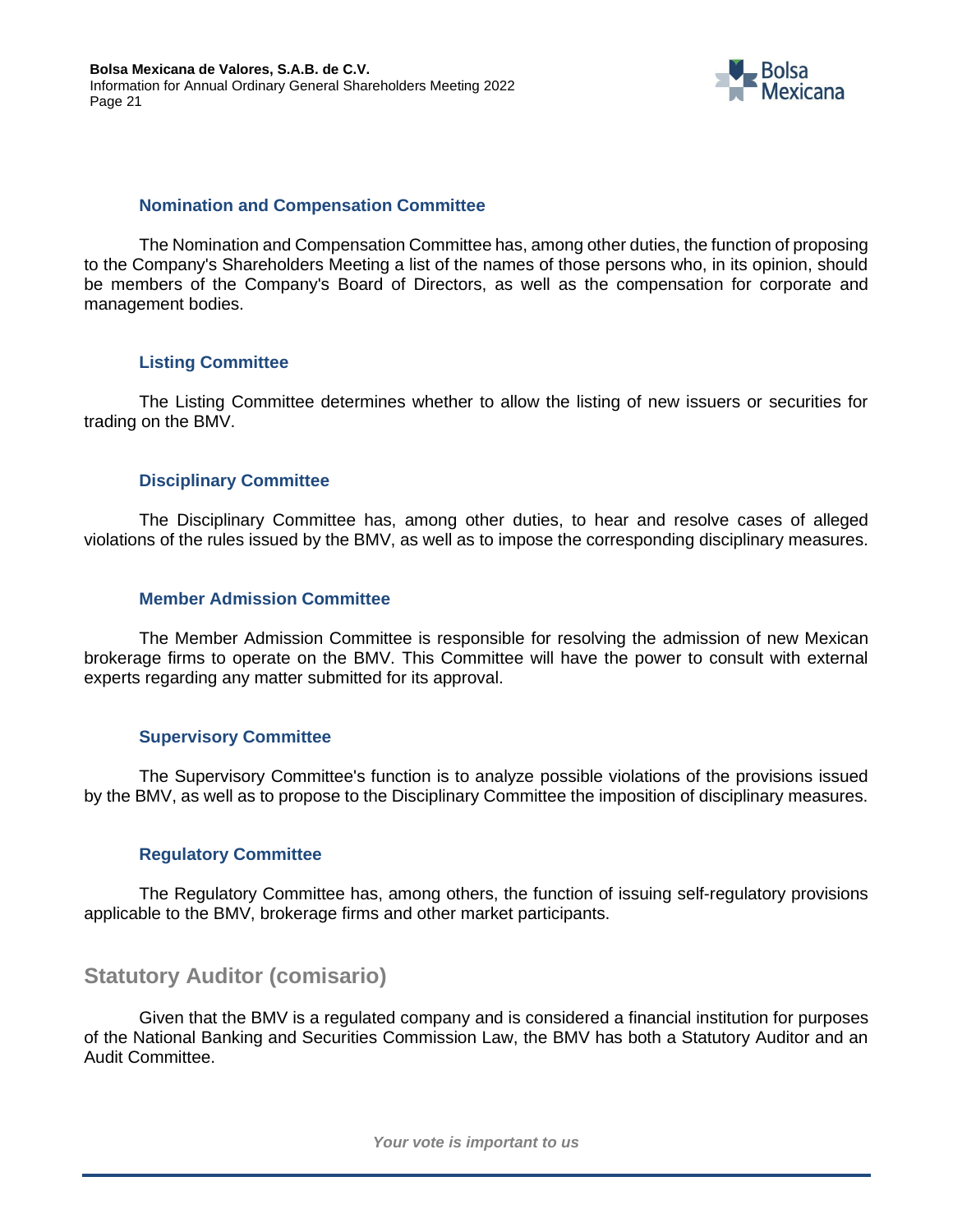### Nomination and Compensation Committee

The Nomination and Compensation Committee has, among other duties, the function of proposing to the Company's Shareholders Meeting a list of the names of those persons who, in its opinion, should be members of the Company's Board of Directors, as well as the compensation for corporate and management bodies.

### Listing Committee

The Listing Committee determines whether to allow the listing of new issuers or securities for trading on the BMV.

### Disciplinary Committee

The Disciplinary Committee has, among other duties, to hear and resolve cases of alleged violations of the rules issued by the BMV, as well as to impose the corresponding disciplinary measures.

### Member Admission Committee

The Member Admission Committee is responsible for resolving the admission of new Mexican brokerage firms to operate on the BMV. This Committee will have the power to consult with external experts regarding any matter submitted for its approval.

### Supervisory Committee

The Supervisory Committee's function is to analyze possible violations of the provisions issued by the BMV, as well as to propose to the Disciplinary Committee the imposition of disciplinary measures.

### Regulatory Committee

The Regulatory Committee has, among others, the function of issuing self-regulatory provisions applicable to the BMV, brokerage firms and other market participants.

## Statutory Auditor (comisario)

Given that the BMV is a regulated company and is considered a financial institution for purposes of the National Banking and Securities Commission Law, the BMV has both a Statutory Auditor and an Audit Committee.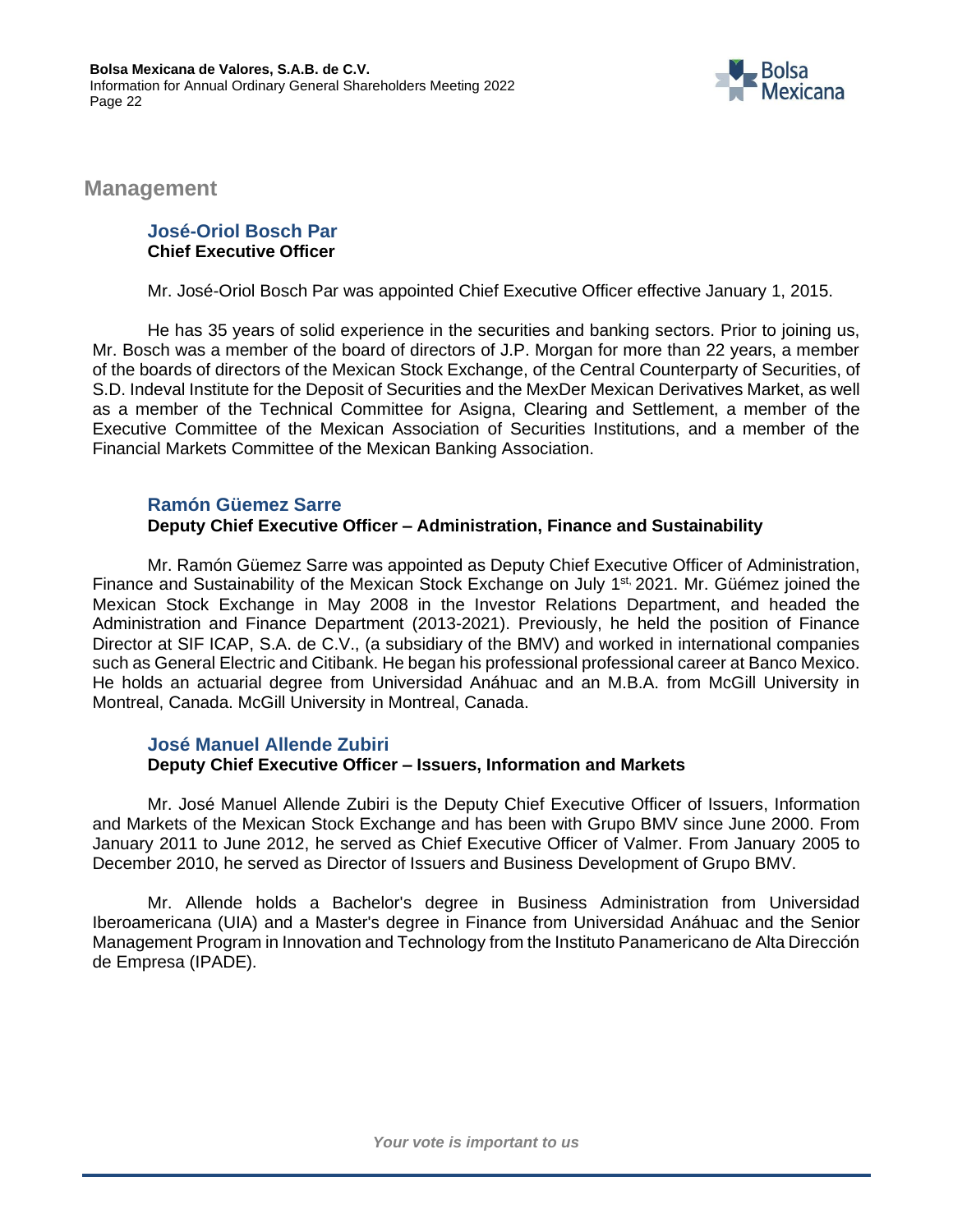## Management

### José-Oriol Bosch Par
**Chief Executive Officer**

Mr. José-Oriol Bosch Par was appointed Chief Executive Officer effective January 1, 2015.

He has 35 years of solid experience in the securities and banking sectors. Prior to joining us, Mr. Bosch was a member of the board of directors of J.P. Morgan for more than 22 years, a member of the boards of directors of the Mexican Stock Exchange, of the Central Counterparty of Securities, of S.D. Indeval Institute for the Deposit of Securities and the MexDer Mexican Derivatives Market, as well as a member of the Technical Committee for Asigna, Clearing and Settlement, a member of the Executive Committee of the Mexican Association of Securities Institutions, and a member of the Financial Markets Committee of the Mexican Banking Association.

### Ramón Güemez Sarre
**Deputy Chief Executive Officer – Administration, Finance and Sustainability**

Mr. Ramón Güemez Sarre was appointed as Deputy Chief Executive Officer of Administration, Finance and Sustainability of the Mexican Stock Exchange on July 1st, 2021. Mr. Güémez joined the Mexican Stock Exchange in May 2008 in the Investor Relations Department, and headed the Administration and Finance Department (2013-2021). Previously, he held the position of Finance Director at SIF ICAP, S.A. de C.V., (a subsidiary of the BMV) and worked in international companies such as General Electric and Citibank. He began his professional professional career at Banco Mexico. He holds an actuarial degree from Universidad Anáhuac and an M.B.A. from McGill University in Montreal, Canada. McGill University in Montreal, Canada.

### José Manuel Allende Zubiri
**Deputy Chief Executive Officer – Issuers, Information and Markets**

Mr. José Manuel Allende Zubiri is the Deputy Chief Executive Officer of Issuers, Information and Markets of the Mexican Stock Exchange and has been with Grupo BMV since June 2000. From January 2011 to June 2012, he served as Chief Executive Officer of Valmer. From January 2005 to December 2010, he served as Director of Issuers and Business Development of Grupo BMV.

Mr. Allende holds a Bachelor's degree in Business Administration from Universidad Iberoamericana (UIA) and a Master's degree in Finance from Universidad Anáhuac and the Senior Management Program in Innovation and Technology from the Instituto Panamericano de Alta Dirección de Empresa (IPADE).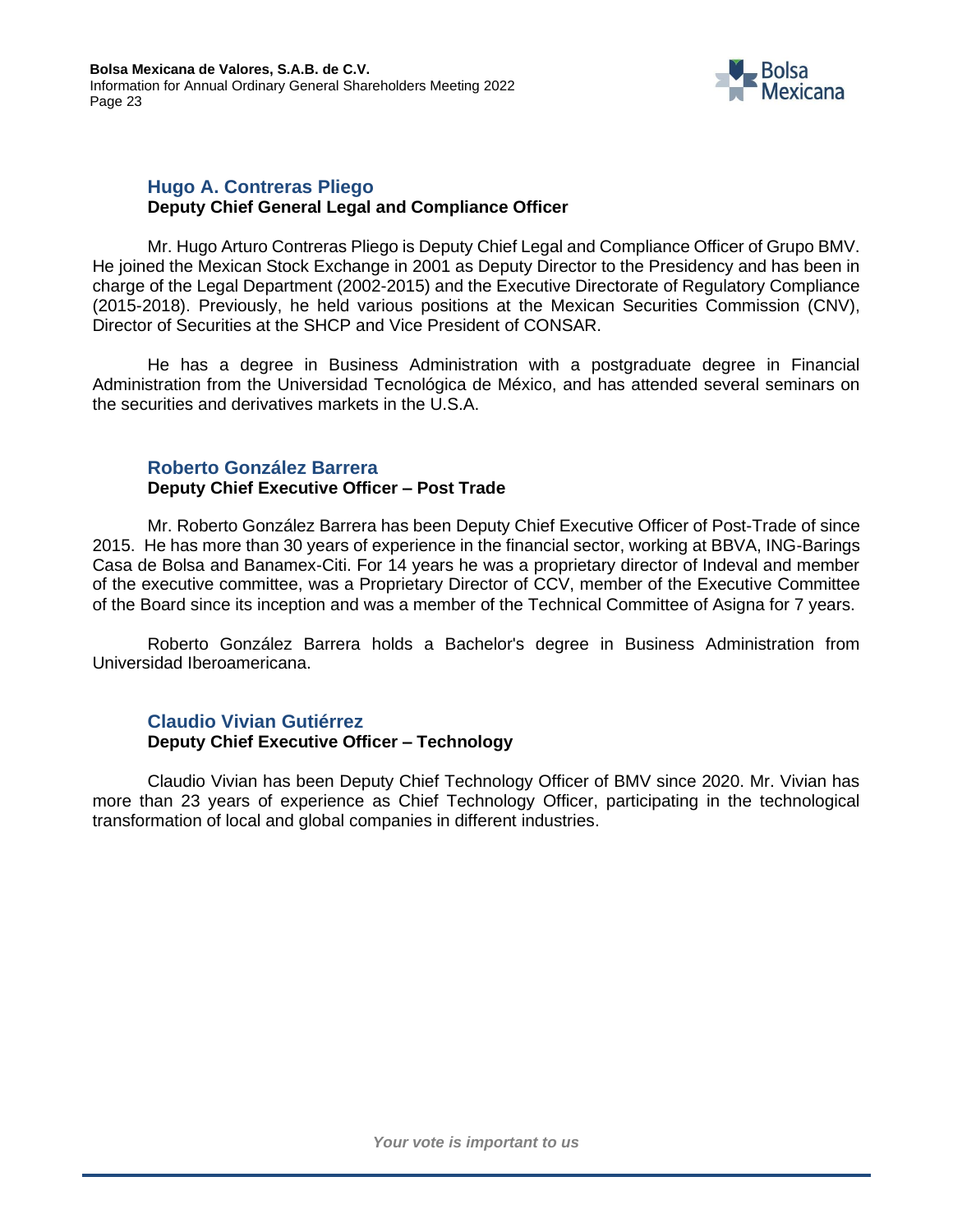### Hugo A. Contreras Pliego

**Deputy Chief General Legal and Compliance Officer**

Mr. Hugo Arturo Contreras Pliego is Deputy Chief Legal and Compliance Officer of Grupo BMV. He joined the Mexican Stock Exchange in 2001 as Deputy Director to the Presidency and has been in charge of the Legal Department (2002-2015) and the Executive Directorate of Regulatory Compliance (2015-2018). Previously, he held various positions at the Mexican Securities Commission (CNV), Director of Securities at the SHCP and Vice President of CONSAR.

He has a degree in Business Administration with a postgraduate degree in Financial Administration from the Universidad Tecnológica de México, and has attended several seminars on the securities and derivatives markets in the U.S.A.

### Roberto González Barrera

**Deputy Chief Executive Officer – Post Trade**

Mr. Roberto González Barrera has been Deputy Chief Executive Officer of Post-Trade of since 2015. He has more than 30 years of experience in the financial sector, working at BBVA, ING-Barings Casa de Bolsa and Banamex-Citi. For 14 years he was a proprietary director of Indeval and member of the executive committee, was a Proprietary Director of CCV, member of the Executive Committee of the Board since its inception and was a member of the Technical Committee of Asigna for 7 years.

Roberto González Barrera holds a Bachelor's degree in Business Administration from Universidad Iberoamericana.

### Claudio Vivian Gutiérrez

**Deputy Chief Executive Officer – Technology**

Claudio Vivian has been Deputy Chief Technology Officer of BMV since 2020. Mr. Vivian has more than 23 years of experience as Chief Technology Officer, participating in the technological transformation of local and global companies in different industries.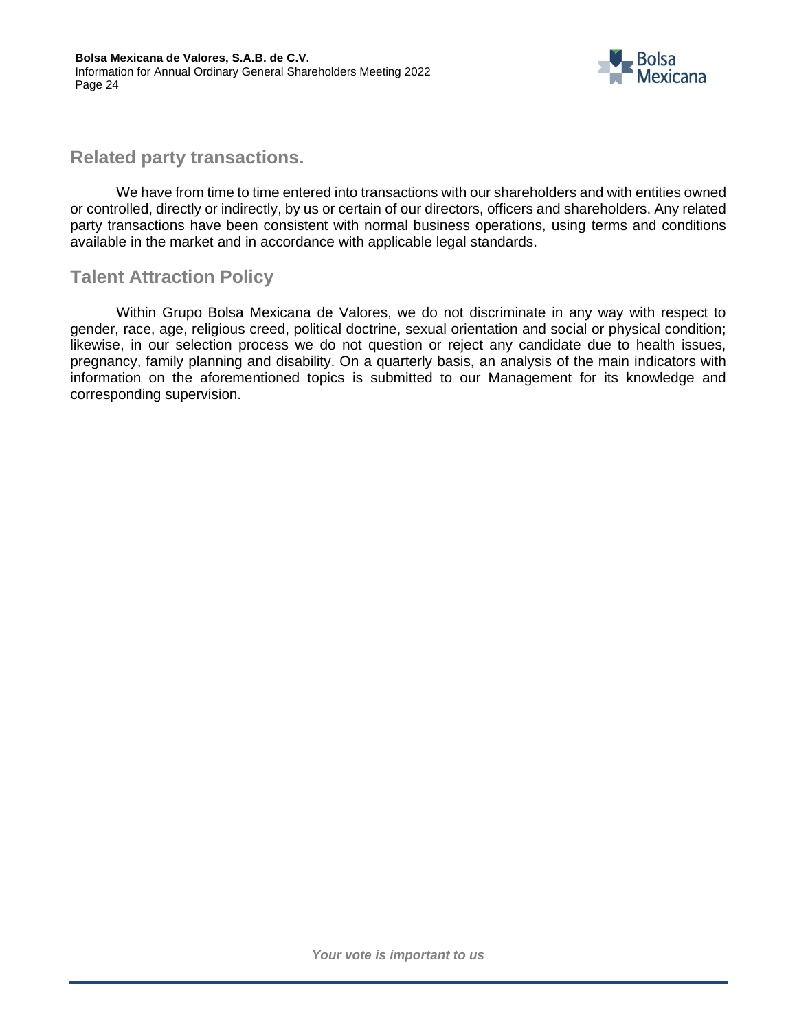## Related party transactions.

We have from time to time entered into transactions with our shareholders and with entities owned or controlled, directly or indirectly, by us or certain of our directors, officers and shareholders. Any related party transactions have been consistent with normal business operations, using terms and conditions available in the market and in accordance with applicable legal standards.

## Talent Attraction Policy

Within Grupo Bolsa Mexicana de Valores, we do not discriminate in any way with respect to gender, race, age, religious creed, political doctrine, sexual orientation and social or physical condition; likewise, in our selection process we do not question or reject any candidate due to health issues, pregnancy, family planning and disability. On a quarterly basis, an analysis of the main indicators with information on the aforementioned topics is submitted to our Management for its knowledge and corresponding supervision.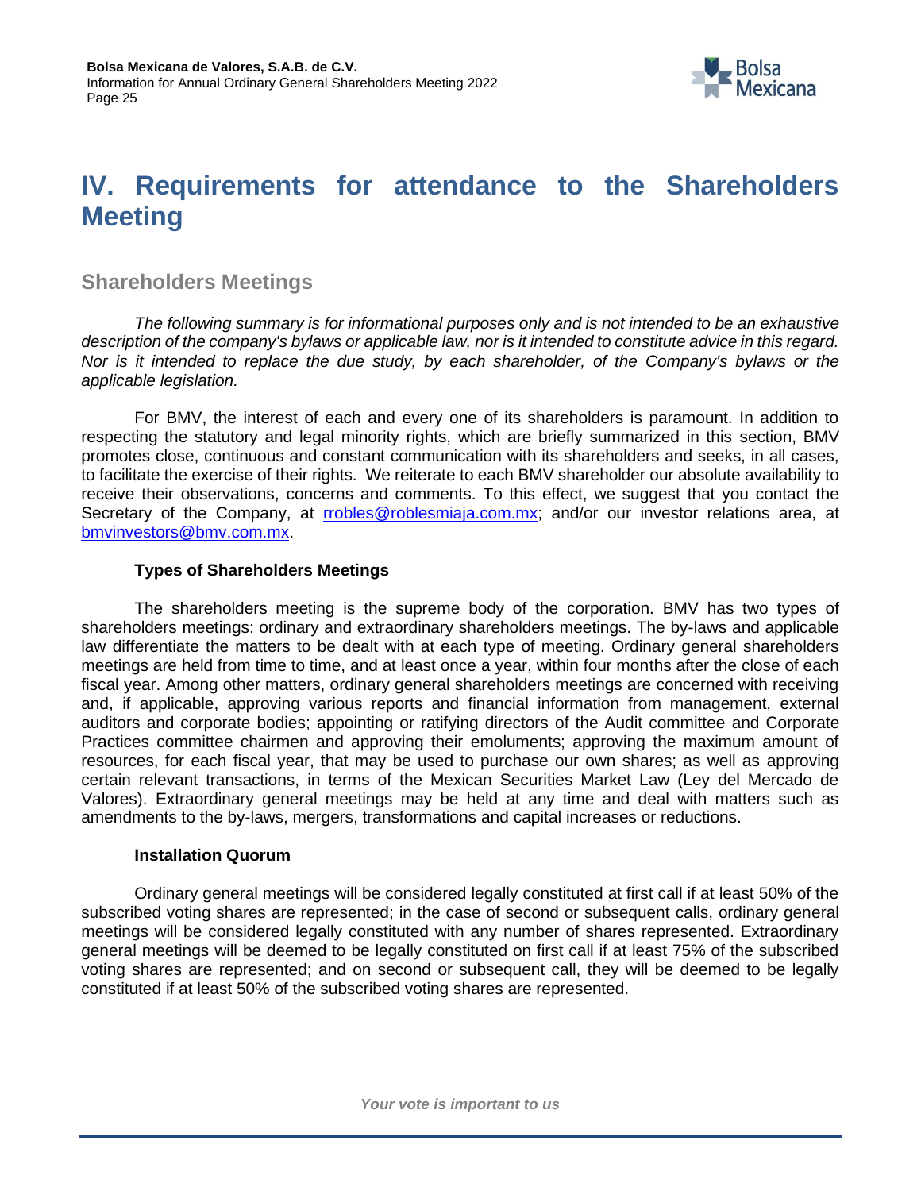# IV. Requirements for attendance to the Shareholders Meeting

## Shareholders Meetings

*The following summary is for informational purposes only and is not intended to be an exhaustive description of the company's bylaws or applicable law, nor is it intended to constitute advice in this regard. Nor is it intended to replace the due study, by each shareholder, of the Company's bylaws or the applicable legislation.*

For BMV, the interest of each and every one of its shareholders is paramount. In addition to respecting the statutory and legal minority rights, which are briefly summarized in this section, BMV promotes close, continuous and constant communication with its shareholders and seeks, in all cases, to facilitate the exercise of their rights. We reiterate to each BMV shareholder our absolute availability to receive their observations, concerns and comments. To this effect, we suggest that you contact the Secretary of the Company, at rrobles@roblesmiaja.com.mx; and/or our investor relations area, at bmvinvestors@bmv.com.mx.

### Types of Shareholders Meetings

The shareholders meeting is the supreme body of the corporation. BMV has two types of shareholders meetings: ordinary and extraordinary shareholders meetings. The by-laws and applicable law differentiate the matters to be dealt with at each type of meeting. Ordinary general shareholders meetings are held from time to time, and at least once a year, within four months after the close of each fiscal year. Among other matters, ordinary general shareholders meetings are concerned with receiving and, if applicable, approving various reports and financial information from management, external auditors and corporate bodies; appointing or ratifying directors of the Audit committee and Corporate Practices committee chairmen and approving their emoluments; approving the maximum amount of resources, for each fiscal year, that may be used to purchase our own shares; as well as approving certain relevant transactions, in terms of the Mexican Securities Market Law (Ley del Mercado de Valores). Extraordinary general meetings may be held at any time and deal with matters such as amendments to the by-laws, mergers, transformations and capital increases or reductions.

### Installation Quorum

Ordinary general meetings will be considered legally constituted at first call if at least 50% of the subscribed voting shares are represented; in the case of second or subsequent calls, ordinary general meetings will be considered legally constituted with any number of shares represented. Extraordinary general meetings will be deemed to be legally constituted on first call if at least 75% of the subscribed voting shares are represented; and on second or subsequent call, they will be deemed to be legally constituted if at least 50% of the subscribed voting shares are represented.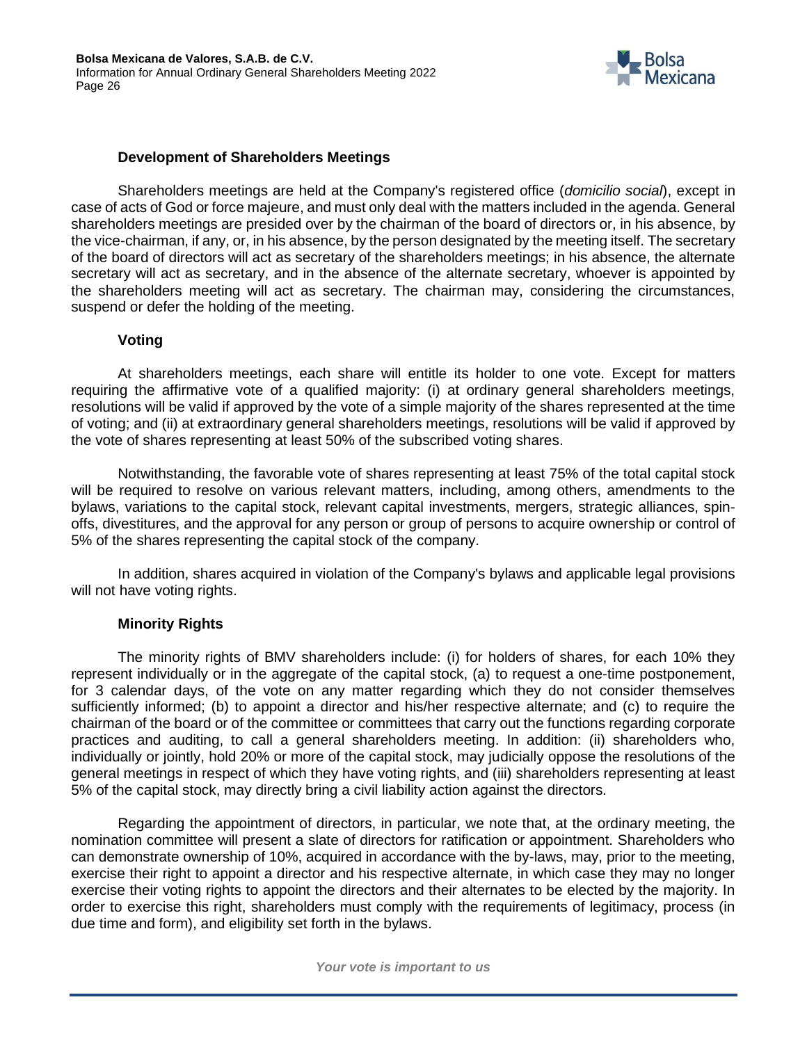### Development of Shareholders Meetings

Shareholders meetings are held at the Company's registered office (*domicilio social*), except in case of acts of God or force majeure, and must only deal with the matters included in the agenda. General shareholders meetings are presided over by the chairman of the board of directors or, in his absence, by the vice-chairman, if any, or, in his absence, by the person designated by the meeting itself. The secretary of the board of directors will act as secretary of the shareholders meetings; in his absence, the alternate secretary will act as secretary, and in the absence of the alternate secretary, whoever is appointed by the shareholders meeting will act as secretary. The chairman may, considering the circumstances, suspend or defer the holding of the meeting.

### Voting

At shareholders meetings, each share will entitle its holder to one vote. Except for matters requiring the affirmative vote of a qualified majority: (i) at ordinary general shareholders meetings, resolutions will be valid if approved by the vote of a simple majority of the shares represented at the time of voting; and (ii) at extraordinary general shareholders meetings, resolutions will be valid if approved by the vote of shares representing at least 50% of the subscribed voting shares.

Notwithstanding, the favorable vote of shares representing at least 75% of the total capital stock will be required to resolve on various relevant matters, including, among others, amendments to the bylaws, variations to the capital stock, relevant capital investments, mergers, strategic alliances, spin-offs, divestitures, and the approval for any person or group of persons to acquire ownership or control of 5% of the shares representing the capital stock of the company.

In addition, shares acquired in violation of the Company's bylaws and applicable legal provisions will not have voting rights.

### Minority Rights

The minority rights of BMV shareholders include: (i) for holders of shares, for each 10% they represent individually or in the aggregate of the capital stock, (a) to request a one-time postponement, for 3 calendar days, of the vote on any matter regarding which they do not consider themselves sufficiently informed; (b) to appoint a director and his/her respective alternate; and (c) to require the chairman of the board or of the committee or committees that carry out the functions regarding corporate practices and auditing, to call a general shareholders meeting. In addition: (ii) shareholders who, individually or jointly, hold 20% or more of the capital stock, may judicially oppose the resolutions of the general meetings in respect of which they have voting rights, and (iii) shareholders representing at least 5% of the capital stock, may directly bring a civil liability action against the directors.

Regarding the appointment of directors, in particular, we note that, at the ordinary meeting, the nomination committee will present a slate of directors for ratification or appointment. Shareholders who can demonstrate ownership of 10%, acquired in accordance with the by-laws, may, prior to the meeting, exercise their right to appoint a director and his respective alternate, in which case they may no longer exercise their voting rights to appoint the directors and their alternates to be elected by the majority. In order to exercise this right, shareholders must comply with the requirements of legitimacy, process (in due time and form), and eligibility set forth in the bylaws.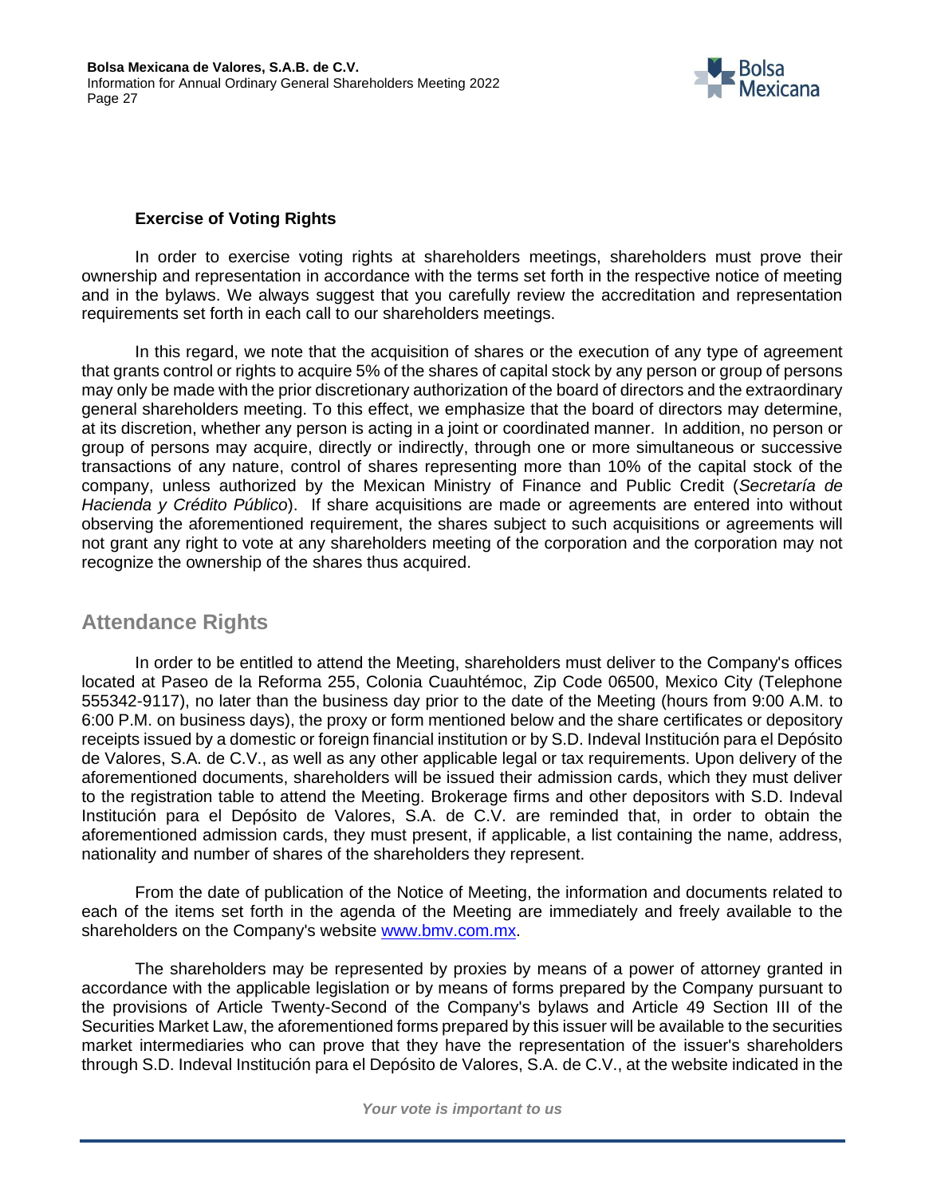**Exercise of Voting Rights**

In order to exercise voting rights at shareholders meetings, shareholders must prove their ownership and representation in accordance with the terms set forth in the respective notice of meeting and in the bylaws. We always suggest that you carefully review the accreditation and representation requirements set forth in each call to our shareholders meetings.

In this regard, we note that the acquisition of shares or the execution of any type of agreement that grants control or rights to acquire 5% of the shares of capital stock by any person or group of persons may only be made with the prior discretionary authorization of the board of directors and the extraordinary general shareholders meeting. To this effect, we emphasize that the board of directors may determine, at its discretion, whether any person is acting in a joint or coordinated manner. In addition, no person or group of persons may acquire, directly or indirectly, through one or more simultaneous or successive transactions of any nature, control of shares representing more than 10% of the capital stock of the company, unless authorized by the Mexican Ministry of Finance and Public Credit (*Secretaría de Hacienda y Crédito Público*). If share acquisitions are made or agreements are entered into without observing the aforementioned requirement, the shares subject to such acquisitions or agreements will not grant any right to vote at any shareholders meeting of the corporation and the corporation may not recognize the ownership of the shares thus acquired.

## Attendance Rights

In order to be entitled to attend the Meeting, shareholders must deliver to the Company's offices located at Paseo de la Reforma 255, Colonia Cuauhtémoc, Zip Code 06500, Mexico City (Telephone 555342-9117), no later than the business day prior to the date of the Meeting (hours from 9:00 A.M. to 6:00 P.M. on business days), the proxy or form mentioned below and the share certificates or depository receipts issued by a domestic or foreign financial institution or by S.D. Indeval Institución para el Depósito de Valores, S.A. de C.V., as well as any other applicable legal or tax requirements. Upon delivery of the aforementioned documents, shareholders will be issued their admission cards, which they must deliver to the registration table to attend the Meeting. Brokerage firms and other depositors with S.D. Indeval Institución para el Depósito de Valores, S.A. de C.V. are reminded that, in order to obtain the aforementioned admission cards, they must present, if applicable, a list containing the name, address, nationality and number of shares of the shareholders they represent.

From the date of publication of the Notice of Meeting, the information and documents related to each of the items set forth in the agenda of the Meeting are immediately and freely available to the shareholders on the Company's website www.bmv.com.mx.

The shareholders may be represented by proxies by means of a power of attorney granted in accordance with the applicable legislation or by means of forms prepared by the Company pursuant to the provisions of Article Twenty-Second of the Company's bylaws and Article 49 Section III of the Securities Market Law, the aforementioned forms prepared by this issuer will be available to the securities market intermediaries who can prove that they have the representation of the issuer's shareholders through S.D. Indeval Institución para el Depósito de Valores, S.A. de C.V., at the website indicated in the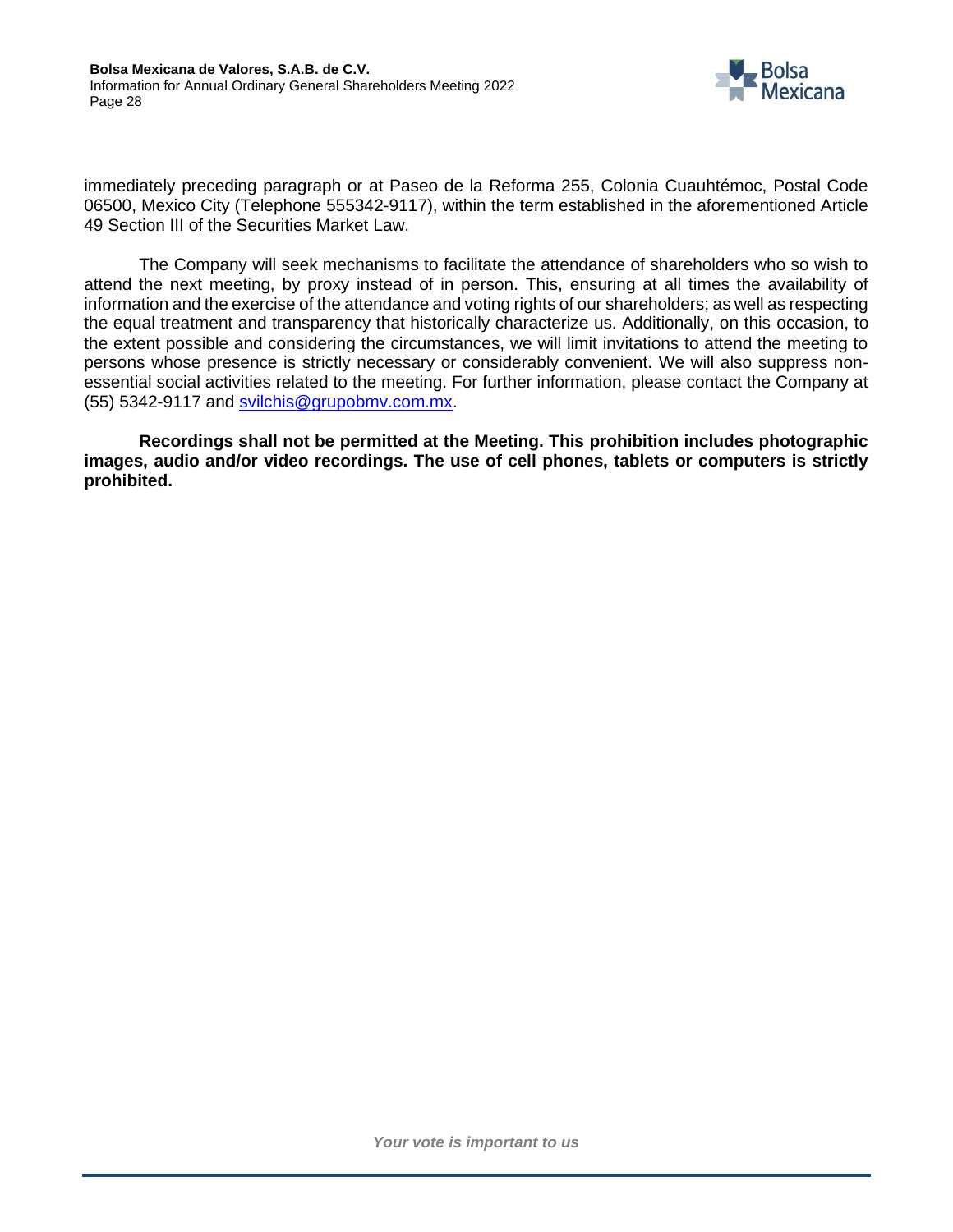immediately preceding paragraph or at Paseo de la Reforma 255, Colonia Cuauhtémoc, Postal Code 06500, Mexico City (Telephone 555342-9117), within the term established in the aforementioned Article 49 Section III of the Securities Market Law.

The Company will seek mechanisms to facilitate the attendance of shareholders who so wish to attend the next meeting, by proxy instead of in person. This, ensuring at all times the availability of information and the exercise of the attendance and voting rights of our shareholders; as well as respecting the equal treatment and transparency that historically characterize us. Additionally, on this occasion, to the extent possible and considering the circumstances, we will limit invitations to attend the meeting to persons whose presence is strictly necessary or considerably convenient. We will also suppress non-essential social activities related to the meeting. For further information, please contact the Company at (55) 5342-9117 and svilchis@grupobmv.com.mx.

**Recordings shall not be permitted at the Meeting. This prohibition includes photographic images, audio and/or video recordings. The use of cell phones, tablets or computers is strictly prohibited.**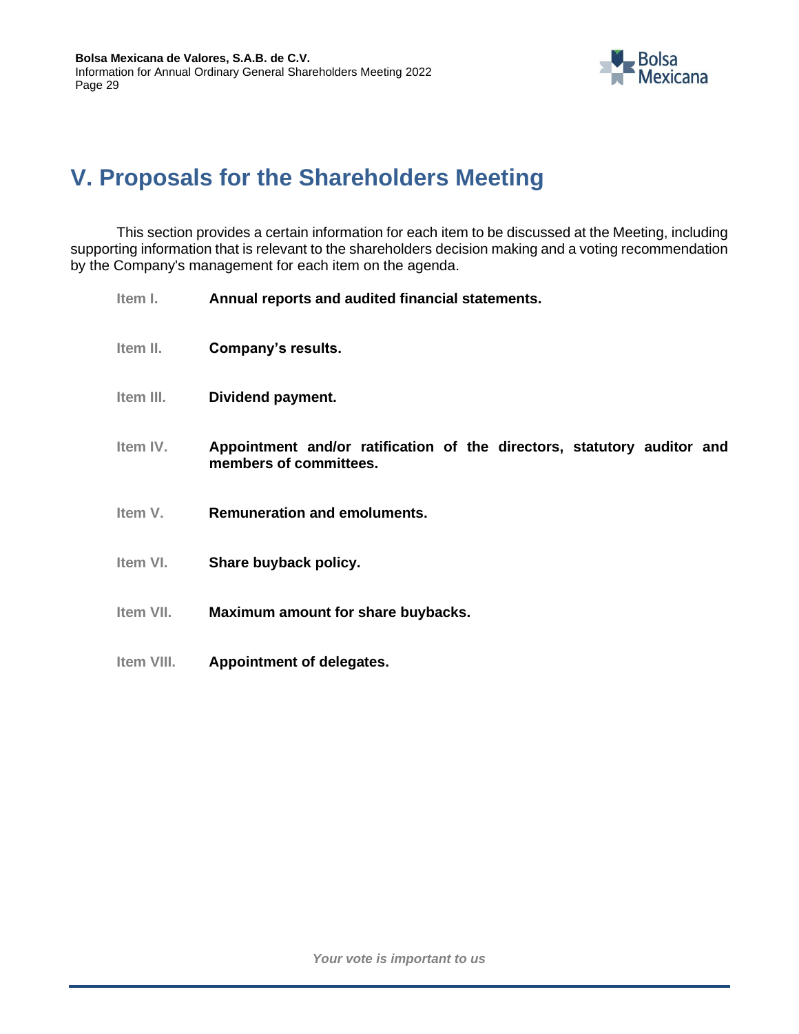# V. Proposals for the Shareholders Meeting

This section provides a certain information for each item to be discussed at the Meeting, including supporting information that is relevant to the shareholders decision making and a voting recommendation by the Company's management for each item on the agenda.

- Item I. **Annual reports and audited financial statements.**
- Item II. **Company's results.**
- Item III. **Dividend payment.**
- Item IV. **Appointment and/or ratification of the directors, statutory auditor and members of committees.**
- Item V. **Remuneration and emoluments.**
- Item VI. **Share buyback policy.**
- Item VII. **Maximum amount for share buybacks.**
- Item VIII. **Appointment of delegates.**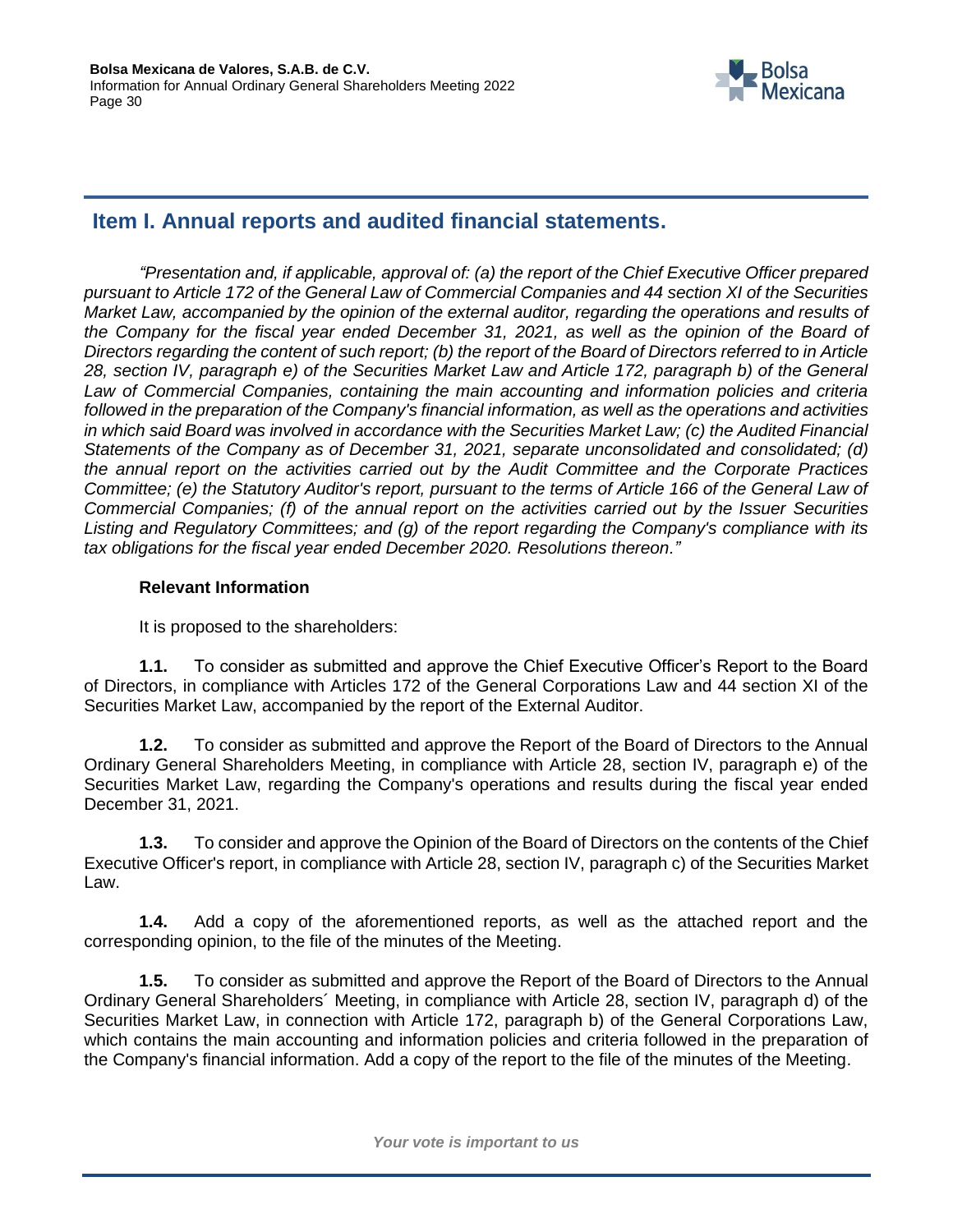## Item I. Annual reports and audited financial statements.

*"Presentation and, if applicable, approval of: (a) the report of the Chief Executive Officer prepared pursuant to Article 172 of the General Law of Commercial Companies and 44 section XI of the Securities Market Law, accompanied by the opinion of the external auditor, regarding the operations and results of the Company for the fiscal year ended December 31, 2021, as well as the opinion of the Board of Directors regarding the content of such report; (b) the report of the Board of Directors referred to in Article 28, section IV, paragraph e) of the Securities Market Law and Article 172, paragraph b) of the General Law of Commercial Companies, containing the main accounting and information policies and criteria followed in the preparation of the Company's financial information, as well as the operations and activities in which said Board was involved in accordance with the Securities Market Law; (c) the Audited Financial Statements of the Company as of December 31, 2021, separate unconsolidated and consolidated; (d) the annual report on the activities carried out by the Audit Committee and the Corporate Practices Committee; (e) the Statutory Auditor's report, pursuant to the terms of Article 166 of the General Law of Commercial Companies; (f) of the annual report on the activities carried out by the Issuer Securities Listing and Regulatory Committees; and (g) of the report regarding the Company's compliance with its tax obligations for the fiscal year ended December 2020. Resolutions thereon."*

**Relevant Information**

It is proposed to the shareholders:

**1.1.** To consider as submitted and approve the Chief Executive Officer's Report to the Board of Directors, in compliance with Articles 172 of the General Corporations Law and 44 section XI of the Securities Market Law, accompanied by the report of the External Auditor.

**1.2.** To consider as submitted and approve the Report of the Board of Directors to the Annual Ordinary General Shareholders Meeting, in compliance with Article 28, section IV, paragraph e) of the Securities Market Law, regarding the Company's operations and results during the fiscal year ended December 31, 2021.

**1.3.** To consider and approve the Opinion of the Board of Directors on the contents of the Chief Executive Officer's report, in compliance with Article 28, section IV, paragraph c) of the Securities Market Law.

**1.4.** Add a copy of the aforementioned reports, as well as the attached report and the corresponding opinion, to the file of the minutes of the Meeting.

**1.5.** To consider as submitted and approve the Report of the Board of Directors to the Annual Ordinary General Shareholders´ Meeting, in compliance with Article 28, section IV, paragraph d) of the Securities Market Law, in connection with Article 172, paragraph b) of the General Corporations Law, which contains the main accounting and information policies and criteria followed in the preparation of the Company's financial information. Add a copy of the report to the file of the minutes of the Meeting.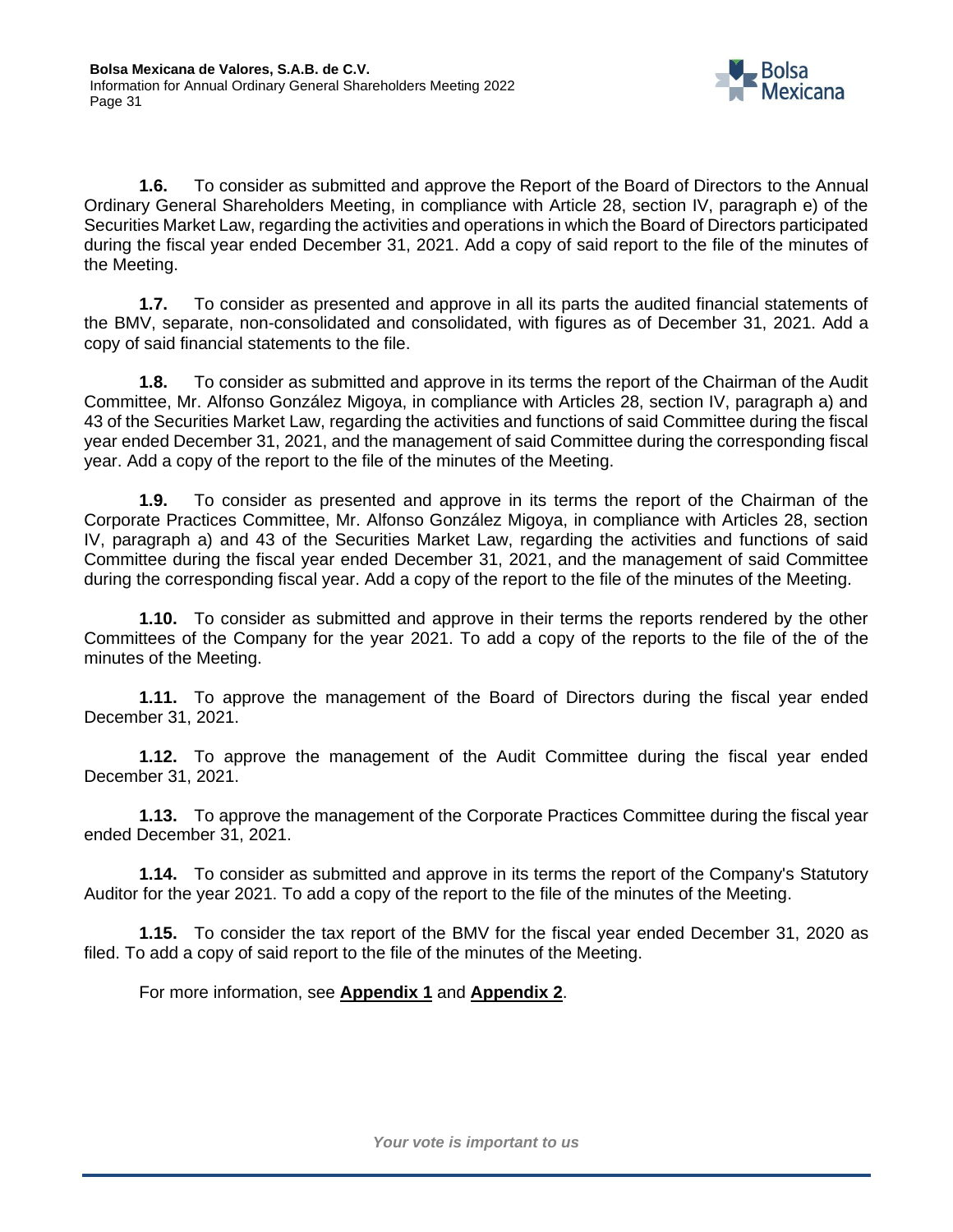**1.6.** To consider as submitted and approve the Report of the Board of Directors to the Annual Ordinary General Shareholders Meeting, in compliance with Article 28, section IV, paragraph e) of the Securities Market Law, regarding the activities and operations in which the Board of Directors participated during the fiscal year ended December 31, 2021. Add a copy of said report to the file of the minutes of the Meeting.

**1.7.** To consider as presented and approve in all its parts the audited financial statements of the BMV, separate, non-consolidated and consolidated, with figures as of December 31, 2021. Add a copy of said financial statements to the file.

**1.8.** To consider as submitted and approve in its terms the report of the Chairman of the Audit Committee, Mr. Alfonso González Migoya, in compliance with Articles 28, section IV, paragraph a) and 43 of the Securities Market Law, regarding the activities and functions of said Committee during the fiscal year ended December 31, 2021, and the management of said Committee during the corresponding fiscal year. Add a copy of the report to the file of the minutes of the Meeting.

**1.9.** To consider as presented and approve in its terms the report of the Chairman of the Corporate Practices Committee, Mr. Alfonso González Migoya, in compliance with Articles 28, section IV, paragraph a) and 43 of the Securities Market Law, regarding the activities and functions of said Committee during the fiscal year ended December 31, 2021, and the management of said Committee during the corresponding fiscal year. Add a copy of the report to the file of the minutes of the Meeting.

**1.10.** To consider as submitted and approve in their terms the reports rendered by the other Committees of the Company for the year 2021. To add a copy of the reports to the file of the of the minutes of the Meeting.

**1.11.** To approve the management of the Board of Directors during the fiscal year ended December 31, 2021.

**1.12.** To approve the management of the Audit Committee during the fiscal year ended December 31, 2021.

**1.13.** To approve the management of the Corporate Practices Committee during the fiscal year ended December 31, 2021.

**1.14.** To consider as submitted and approve in its terms the report of the Company's Statutory Auditor for the year 2021. To add a copy of the report to the file of the minutes of the Meeting.

**1.15.** To consider the tax report of the BMV for the fiscal year ended December 31, 2020 as filed. To add a copy of said report to the file of the minutes of the Meeting.

For more information, see **Appendix 1** and **Appendix 2**.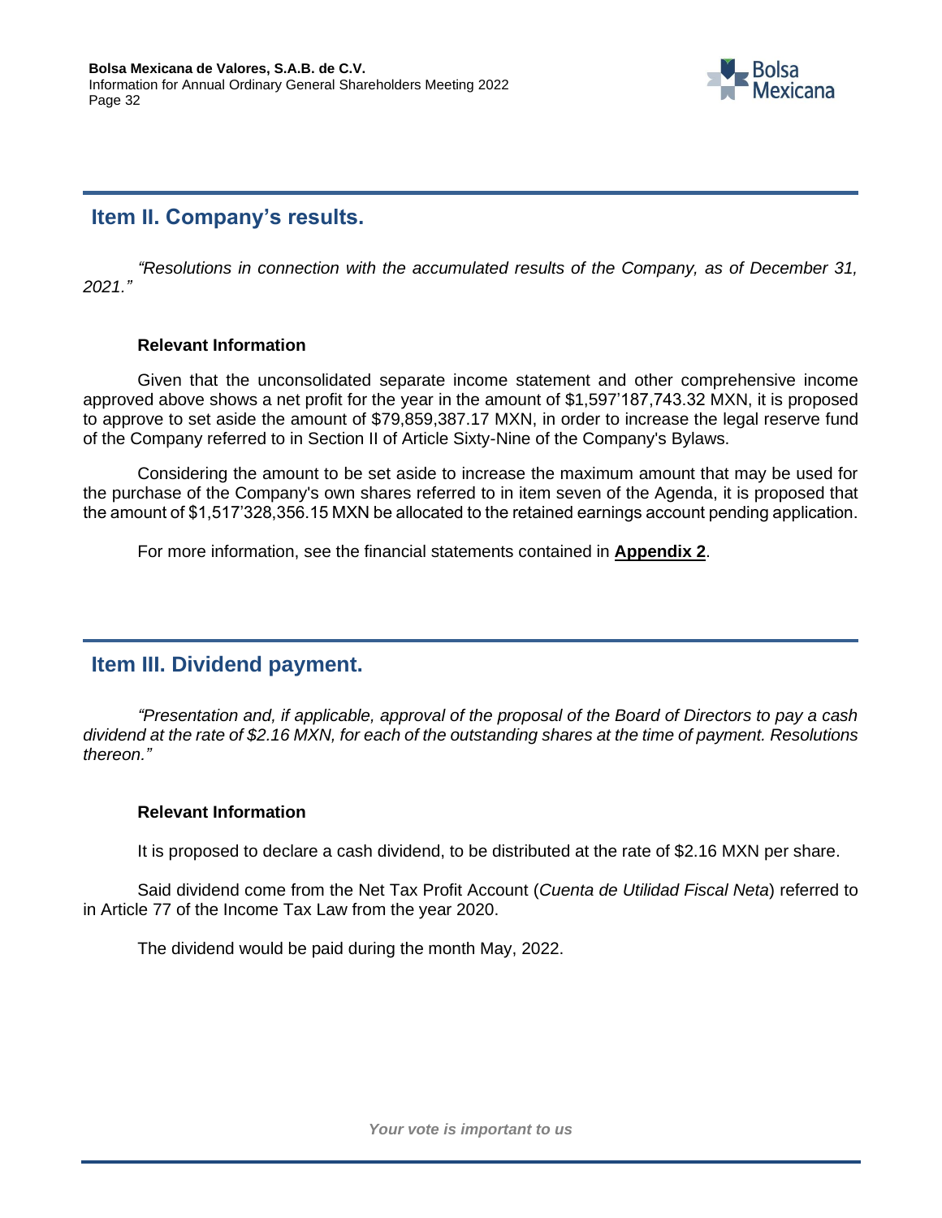## Item II. Company's results.

*"Resolutions in connection with the accumulated results of the Company, as of December 31, 2021."*

**Relevant Information**

Given that the unconsolidated separate income statement and other comprehensive income approved above shows a net profit for the year in the amount of $1,597'187,743.32 MXN, it is proposed to approve to set aside the amount of $79,859,387.17 MXN, in order to increase the legal reserve fund of the Company referred to in Section II of Article Sixty-Nine of the Company's Bylaws.

Considering the amount to be set aside to increase the maximum amount that may be used for the purchase of the Company's own shares referred to in item seven of the Agenda, it is proposed that the amount of $1,517'328,356.15 MXN be allocated to the retained earnings account pending application.

For more information, see the financial statements contained in **Appendix 2**.

## Item III. Dividend payment.

*"Presentation and, if applicable, approval of the proposal of the Board of Directors to pay a cash dividend at the rate of $2.16 MXN, for each of the outstanding shares at the time of payment. Resolutions thereon."*

**Relevant Information**

It is proposed to declare a cash dividend, to be distributed at the rate of $2.16 MXN per share.

Said dividend come from the Net Tax Profit Account (*Cuenta de Utilidad Fiscal Neta*) referred to in Article 77 of the Income Tax Law from the year 2020.

The dividend would be paid during the month May, 2022.

*Your vote is important to us*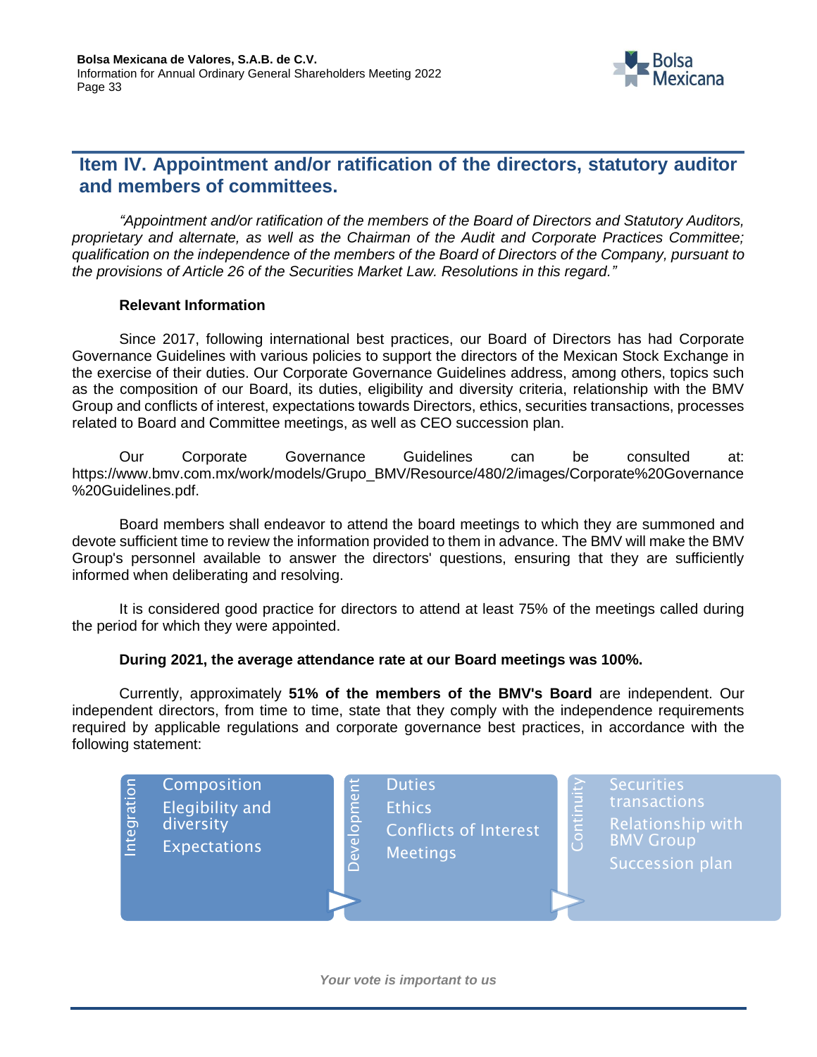## Item IV. Appointment and/or ratification of the directors, statutory auditor and members of committees.

*"Appointment and/or ratification of the members of the Board of Directors and Statutory Auditors, proprietary and alternate, as well as the Chairman of the Audit and Corporate Practices Committee; qualification on the independence of the members of the Board of Directors of the Company, pursuant to the provisions of Article 26 of the Securities Market Law. Resolutions in this regard."*

**Relevant Information**

Since 2017, following international best practices, our Board of Directors has had Corporate Governance Guidelines with various policies to support the directors of the Mexican Stock Exchange in the exercise of their duties. Our Corporate Governance Guidelines address, among others, topics such as the composition of our Board, its duties, eligibility and diversity criteria, relationship with the BMV Group and conflicts of interest, expectations towards Directors, ethics, securities transactions, processes related to Board and Committee meetings, as well as CEO succession plan.

Our Corporate Governance Guidelines can be consulted at: https://www.bmv.com.mx/work/models/Grupo_BMV/Resource/480/2/images/Corporate%20Governance%20Guidelines.pdf.

Board members shall endeavor to attend the board meetings to which they are summoned and devote sufficient time to review the information provided to them in advance. The BMV will make the BMV Group's personnel available to answer the directors' questions, ensuring that they are sufficiently informed when deliberating and resolving.

It is considered good practice for directors to attend at least 75% of the meetings called during the period for which they were appointed.

**During 2021, the average attendance rate at our Board meetings was 100%.**

Currently, approximately **51% of the members of the BMV's Board** are independent. Our independent directors, from time to time, state that they comply with the independence requirements required by applicable regulations and corporate governance best practices, in accordance with the following statement:

| Integration | Development | Continuity |
|---|---|---|
| Composition | Duties | Securities transactions |
| Elegibility and diversity | Ethics | Relationship with BMV Group |
| Expectations | Conflicts of Interest | Succession plan |
| | Meetings | |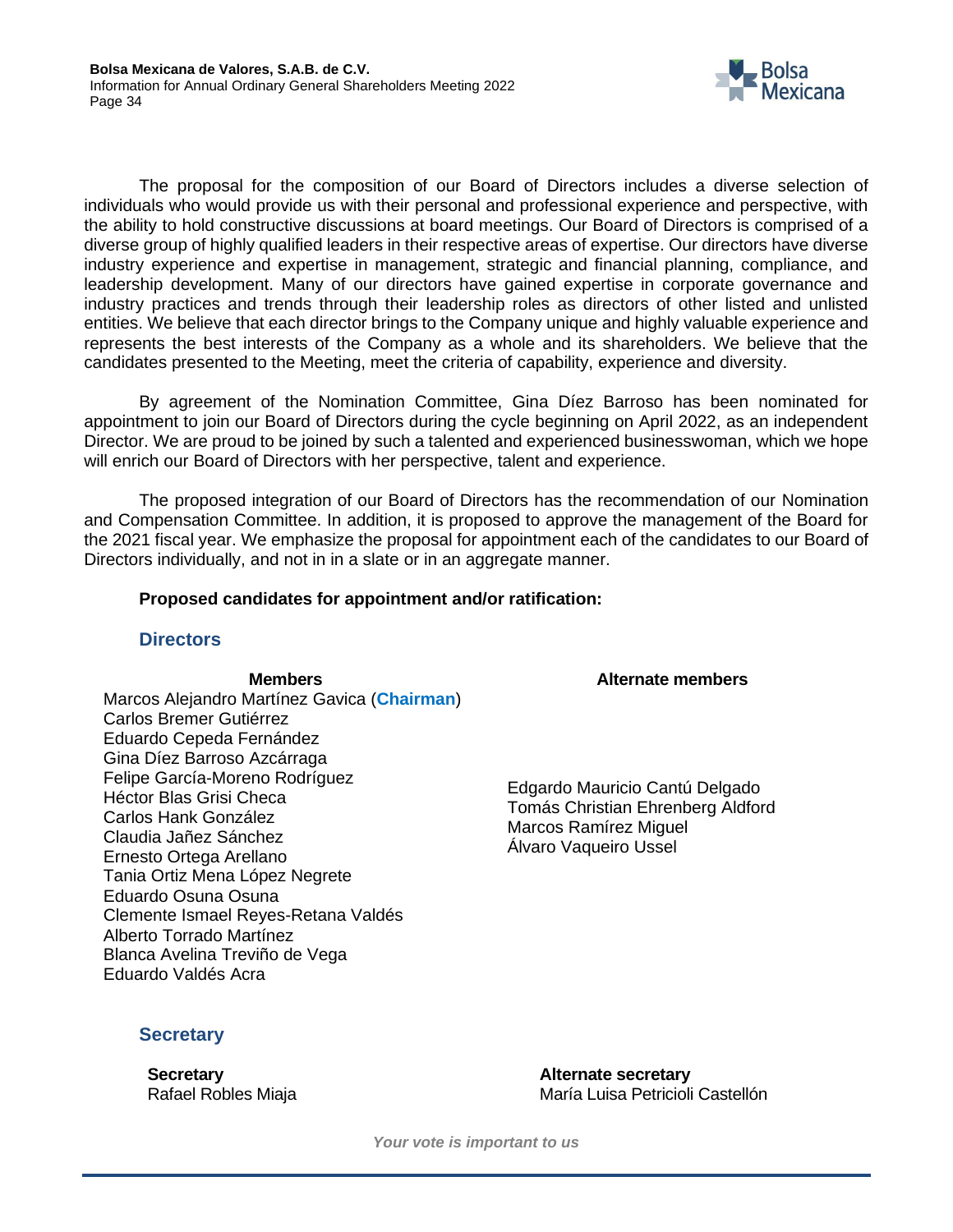The proposal for the composition of our Board of Directors includes a diverse selection of individuals who would provide us with their personal and professional experience and perspective, with the ability to hold constructive discussions at board meetings. Our Board of Directors is comprised of a diverse group of highly qualified leaders in their respective areas of expertise. Our directors have diverse industry experience and expertise in management, strategic and financial planning, compliance, and leadership development. Many of our directors have gained expertise in corporate governance and industry practices and trends through their leadership roles as directors of other listed and unlisted entities. We believe that each director brings to the Company unique and highly valuable experience and represents the best interests of the Company as a whole and its shareholders. We believe that the candidates presented to the Meeting, meet the criteria of capability, experience and diversity.

By agreement of the Nomination Committee, Gina Díez Barroso has been nominated for appointment to join our Board of Directors during the cycle beginning on April 2022, as an independent Director. We are proud to be joined by such a talented and experienced businesswoman, which we hope will enrich our Board of Directors with her perspective, talent and experience.

The proposed integration of our Board of Directors has the recommendation of our Nomination and Compensation Committee. In addition, it is proposed to approve the management of the Board for the 2021 fiscal year. We emphasize the proposal for appointment each of the candidates to our Board of Directors individually, and not in in a slate or in an aggregate manner.

**Proposed candidates for appointment and/or ratification:**

## Directors

| Members | Alternate members |
|---|---|
| Marcos Alejandro Martínez Gavica (**Chairman**) | |
| Carlos Bremer Gutiérrez | |
| Eduardo Cepeda Fernández | |
| Gina Díez Barroso Azcárraga | |
| Felipe García-Moreno Rodríguez | Edgardo Mauricio Cantú Delgado |
| Héctor Blas Grisi Checa | Tomás Christian Ehrenberg Aldford |
| Carlos Hank González | Marcos Ramírez Miguel |
| Claudia Jañez Sánchez | Álvaro Vaqueiro Ussel |
| Ernesto Ortega Arellano | |
| Tania Ortiz Mena López Negrete | |
| Eduardo Osuna Osuna | |
| Clemente Ismael Reyes-Retana Valdés | |
| Alberto Torrado Martínez | |
| Blanca Avelina Treviño de Vega | |
| Eduardo Valdés Acra | |

## Secretary

| Secretary | Alternate secretary |
|---|---|
| Rafael Robles Miaja | María Luisa Petricioli Castellón |

*Your vote is important to us*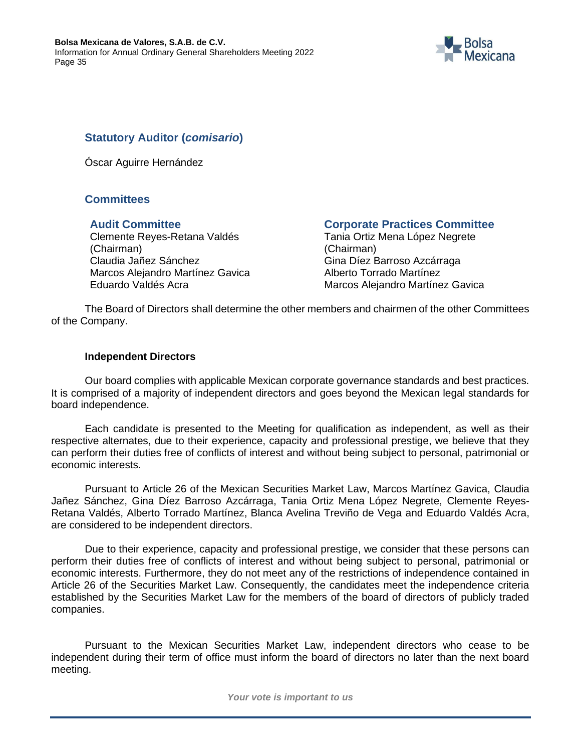## Statutory Auditor (*comisario*)

Óscar Aguirre Hernández

## Committees

### Audit Committee

Clemente Reyes-Retana Valdés (Chairman)
Claudia Jañez Sánchez
Marcos Alejandro Martínez Gavica
Eduardo Valdés Acra

### Corporate Practices Committee

Tania Ortiz Mena López Negrete (Chairman)
Gina Díez Barroso Azcárraga
Alberto Torrado Martínez
Marcos Alejandro Martínez Gavica

The Board of Directors shall determine the other members and chairmen of the other Committees of the Company.

**Independent Directors**

Our board complies with applicable Mexican corporate governance standards and best practices. It is comprised of a majority of independent directors and goes beyond the Mexican legal standards for board independence.

Each candidate is presented to the Meeting for qualification as independent, as well as their respective alternates, due to their experience, capacity and professional prestige, we believe that they can perform their duties free of conflicts of interest and without being subject to personal, patrimonial or economic interests.

Pursuant to Article 26 of the Mexican Securities Market Law, Marcos Martínez Gavica, Claudia Jañez Sánchez, Gina Díez Barroso Azcárraga, Tania Ortiz Mena López Negrete, Clemente Reyes-Retana Valdés, Alberto Torrado Martínez, Blanca Avelina Treviño de Vega and Eduardo Valdés Acra, are considered to be independent directors.

Due to their experience, capacity and professional prestige, we consider that these persons can perform their duties free of conflicts of interest and without being subject to personal, patrimonial or economic interests. Furthermore, they do not meet any of the restrictions of independence contained in Article 26 of the Securities Market Law. Consequently, the candidates meet the independence criteria established by the Securities Market Law for the members of the board of directors of publicly traded companies.

Pursuant to the Mexican Securities Market Law, independent directors who cease to be independent during their term of office must inform the board of directors no later than the next board meeting.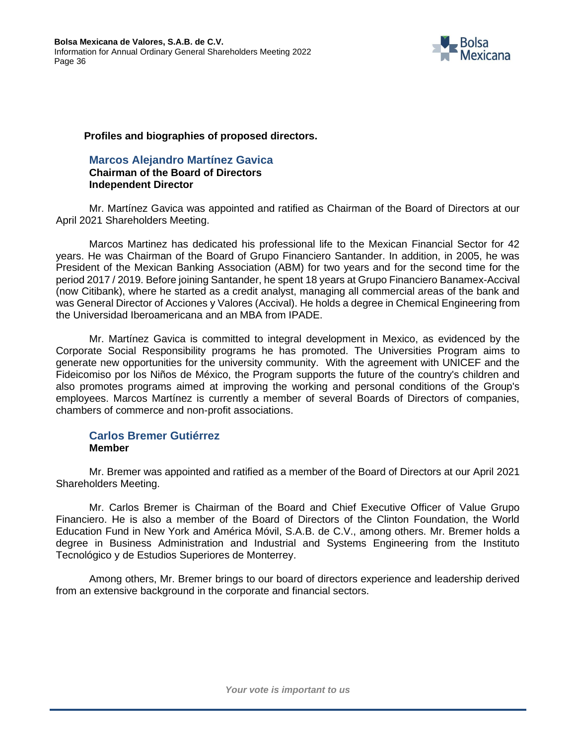**Profiles and biographies of proposed directors.**

### Marcos Alejandro Martínez Gavica

**Chairman of the Board of Directors**
**Independent Director**

Mr. Martínez Gavica was appointed and ratified as Chairman of the Board of Directors at our April 2021 Shareholders Meeting.

Marcos Martinez has dedicated his professional life to the Mexican Financial Sector for 42 years. He was Chairman of the Board of Grupo Financiero Santander. In addition, in 2005, he was President of the Mexican Banking Association (ABM) for two years and for the second time for the period 2017 / 2019. Before joining Santander, he spent 18 years at Grupo Financiero Banamex-Accival (now Citibank), where he started as a credit analyst, managing all commercial areas of the bank and was General Director of Acciones y Valores (Accival). He holds a degree in Chemical Engineering from the Universidad Iberoamericana and an MBA from IPADE.

Mr. Martínez Gavica is committed to integral development in Mexico, as evidenced by the Corporate Social Responsibility programs he has promoted. The Universities Program aims to generate new opportunities for the university community. With the agreement with UNICEF and the Fideicomiso por los Niños de México, the Program supports the future of the country's children and also promotes programs aimed at improving the working and personal conditions of the Group's employees. Marcos Martínez is currently a member of several Boards of Directors of companies, chambers of commerce and non-profit associations.

### Carlos Bremer Gutiérrez

**Member**

Mr. Bremer was appointed and ratified as a member of the Board of Directors at our April 2021 Shareholders Meeting.

Mr. Carlos Bremer is Chairman of the Board and Chief Executive Officer of Value Grupo Financiero. He is also a member of the Board of Directors of the Clinton Foundation, the World Education Fund in New York and América Móvil, S.A.B. de C.V., among others. Mr. Bremer holds a degree in Business Administration and Industrial and Systems Engineering from the Instituto Tecnológico y de Estudios Superiores de Monterrey.

Among others, Mr. Bremer brings to our board of directors experience and leadership derived from an extensive background in the corporate and financial sectors.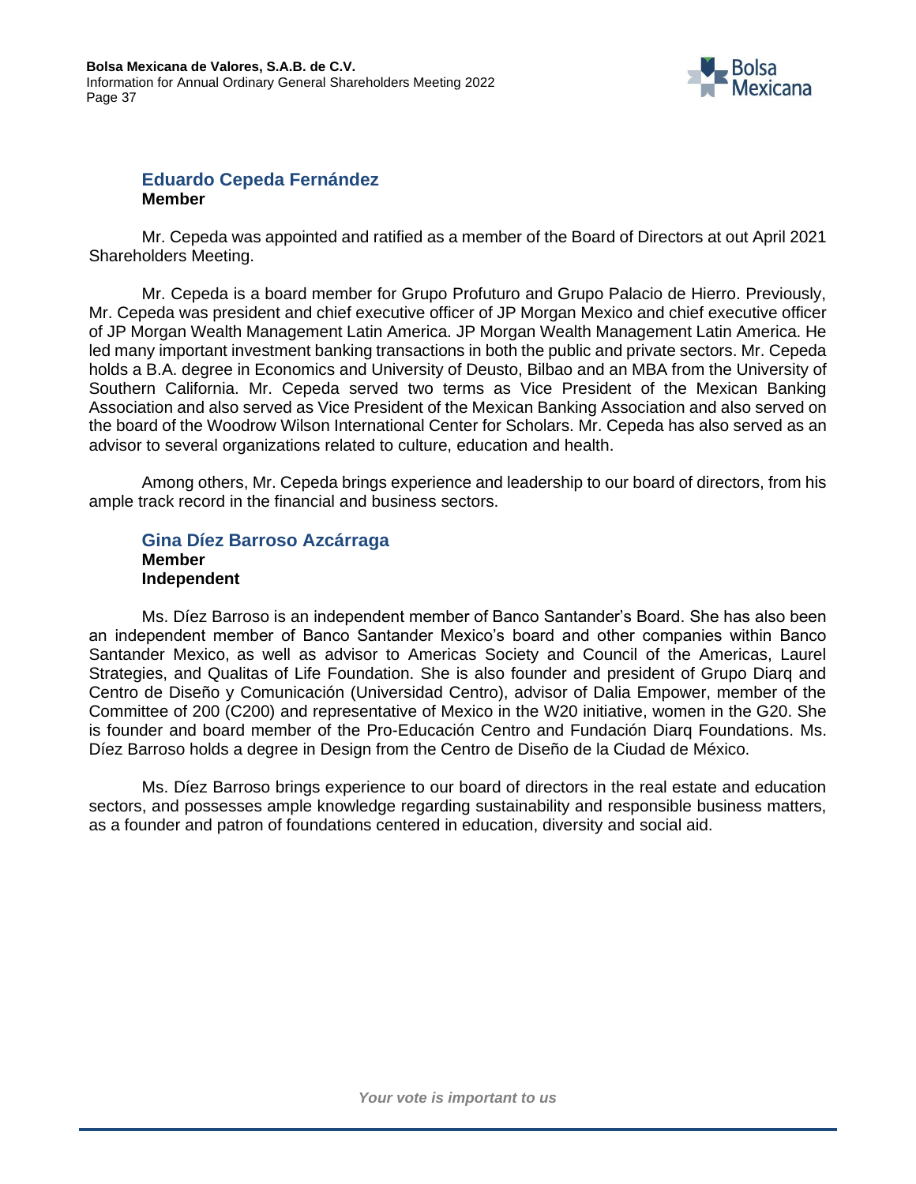### Eduardo Cepeda Fernández

**Member**

Mr. Cepeda was appointed and ratified as a member of the Board of Directors at out April 2021 Shareholders Meeting.

Mr. Cepeda is a board member for Grupo Profuturo and Grupo Palacio de Hierro. Previously, Mr. Cepeda was president and chief executive officer of JP Morgan Mexico and chief executive officer of JP Morgan Wealth Management Latin America. JP Morgan Wealth Management Latin America. He led many important investment banking transactions in both the public and private sectors. Mr. Cepeda holds a B.A. degree in Economics and University of Deusto, Bilbao and an MBA from the University of Southern California. Mr. Cepeda served two terms as Vice President of the Mexican Banking Association and also served as Vice President of the Mexican Banking Association and also served on the board of the Woodrow Wilson International Center for Scholars. Mr. Cepeda has also served as an advisor to several organizations related to culture, education and health.

Among others, Mr. Cepeda brings experience and leadership to our board of directors, from his ample track record in the financial and business sectors.

### Gina Díez Barroso Azcárraga

**Member**
**Independent**

Ms. Díez Barroso is an independent member of Banco Santander's Board. She has also been an independent member of Banco Santander Mexico's board and other companies within Banco Santander Mexico, as well as advisor to Americas Society and Council of the Americas, Laurel Strategies, and Qualitas of Life Foundation. She is also founder and president of Grupo Diarq and Centro de Diseño y Comunicación (Universidad Centro), advisor of Dalia Empower, member of the Committee of 200 (C200) and representative of Mexico in the W20 initiative, women in the G20. She is founder and board member of the Pro-Educación Centro and Fundación Diarq Foundations. Ms. Díez Barroso holds a degree in Design from the Centro de Diseño de la Ciudad de México.

Ms. Díez Barroso brings experience to our board of directors in the real estate and education sectors, and possesses ample knowledge regarding sustainability and responsible business matters, as a founder and patron of foundations centered in education, diversity and social aid.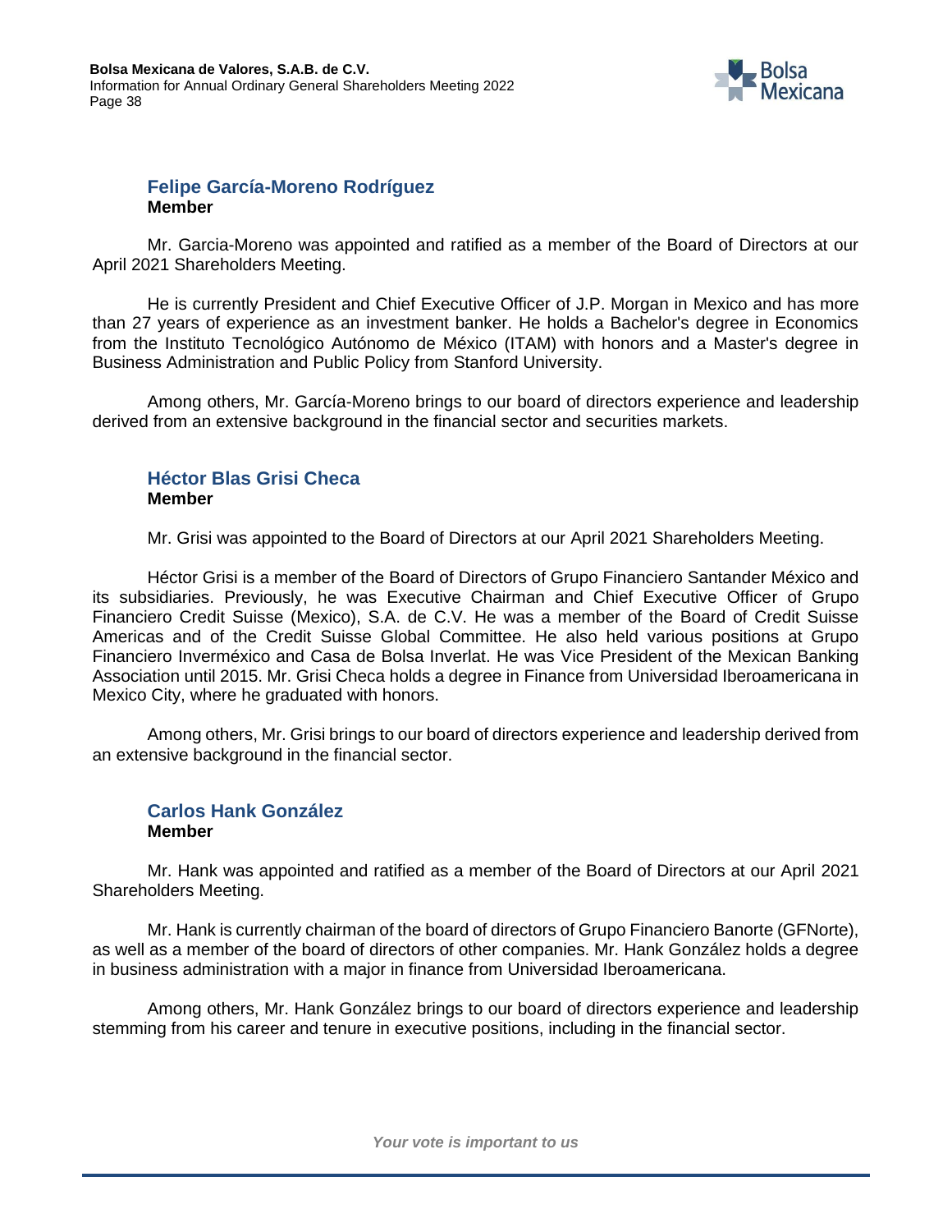### Felipe García-Moreno Rodríguez
**Member**

Mr. Garcia-Moreno was appointed and ratified as a member of the Board of Directors at our April 2021 Shareholders Meeting.

He is currently President and Chief Executive Officer of J.P. Morgan in Mexico and has more than 27 years of experience as an investment banker. He holds a Bachelor's degree in Economics from the Instituto Tecnológico Autónomo de México (ITAM) with honors and a Master's degree in Business Administration and Public Policy from Stanford University.

Among others, Mr. García-Moreno brings to our board of directors experience and leadership derived from an extensive background in the financial sector and securities markets.

### Héctor Blas Grisi Checa
**Member**

Mr. Grisi was appointed to the Board of Directors at our April 2021 Shareholders Meeting.

Héctor Grisi is a member of the Board of Directors of Grupo Financiero Santander México and its subsidiaries. Previously, he was Executive Chairman and Chief Executive Officer of Grupo Financiero Credit Suisse (Mexico), S.A. de C.V. He was a member of the Board of Credit Suisse Americas and of the Credit Suisse Global Committee. He also held various positions at Grupo Financiero Inverméxico and Casa de Bolsa Inverlat. He was Vice President of the Mexican Banking Association until 2015. Mr. Grisi Checa holds a degree in Finance from Universidad Iberoamericana in Mexico City, where he graduated with honors.

Among others, Mr. Grisi brings to our board of directors experience and leadership derived from an extensive background in the financial sector.

### Carlos Hank González
**Member**

Mr. Hank was appointed and ratified as a member of the Board of Directors at our April 2021 Shareholders Meeting.

Mr. Hank is currently chairman of the board of directors of Grupo Financiero Banorte (GFNorte), as well as a member of the board of directors of other companies. Mr. Hank González holds a degree in business administration with a major in finance from Universidad Iberoamericana.

Among others, Mr. Hank González brings to our board of directors experience and leadership stemming from his career and tenure in executive positions, including in the financial sector.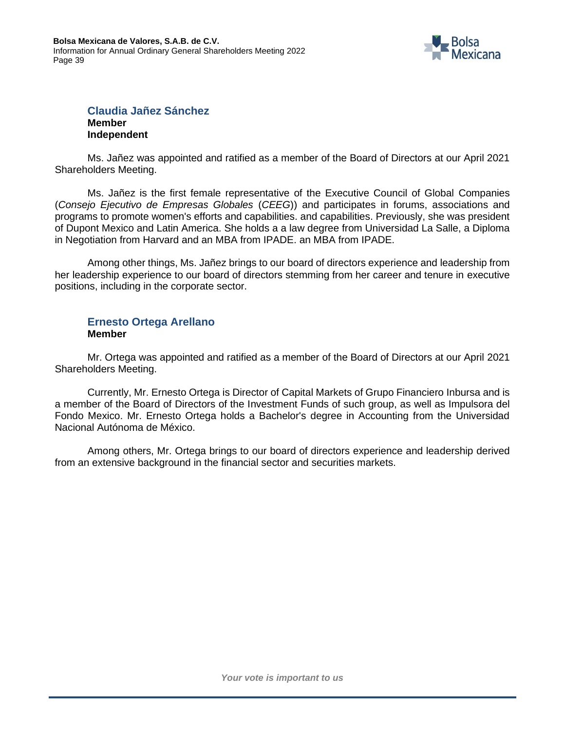### Claudia Jañez Sánchez

**Member**
**Independent**

Ms. Jañez was appointed and ratified as a member of the Board of Directors at our April 2021 Shareholders Meeting.

Ms. Jañez is the first female representative of the Executive Council of Global Companies (*Consejo Ejecutivo de Empresas Globales* (*CEEG*)) and participates in forums, associations and programs to promote women's efforts and capabilities. and capabilities. Previously, she was president of Dupont Mexico and Latin America. She holds a a law degree from Universidad La Salle, a Diploma in Negotiation from Harvard and an MBA from IPADE. an MBA from IPADE.

Among other things, Ms. Jañez brings to our board of directors experience and leadership from her leadership experience to our board of directors stemming from her career and tenure in executive positions, including in the corporate sector.

### Ernesto Ortega Arellano

**Member**

Mr. Ortega was appointed and ratified as a member of the Board of Directors at our April 2021 Shareholders Meeting.

Currently, Mr. Ernesto Ortega is Director of Capital Markets of Grupo Financiero Inbursa and is a member of the Board of Directors of the Investment Funds of such group, as well as Impulsora del Fondo Mexico. Mr. Ernesto Ortega holds a Bachelor's degree in Accounting from the Universidad Nacional Autónoma de México.

Among others, Mr. Ortega brings to our board of directors experience and leadership derived from an extensive background in the financial sector and securities markets.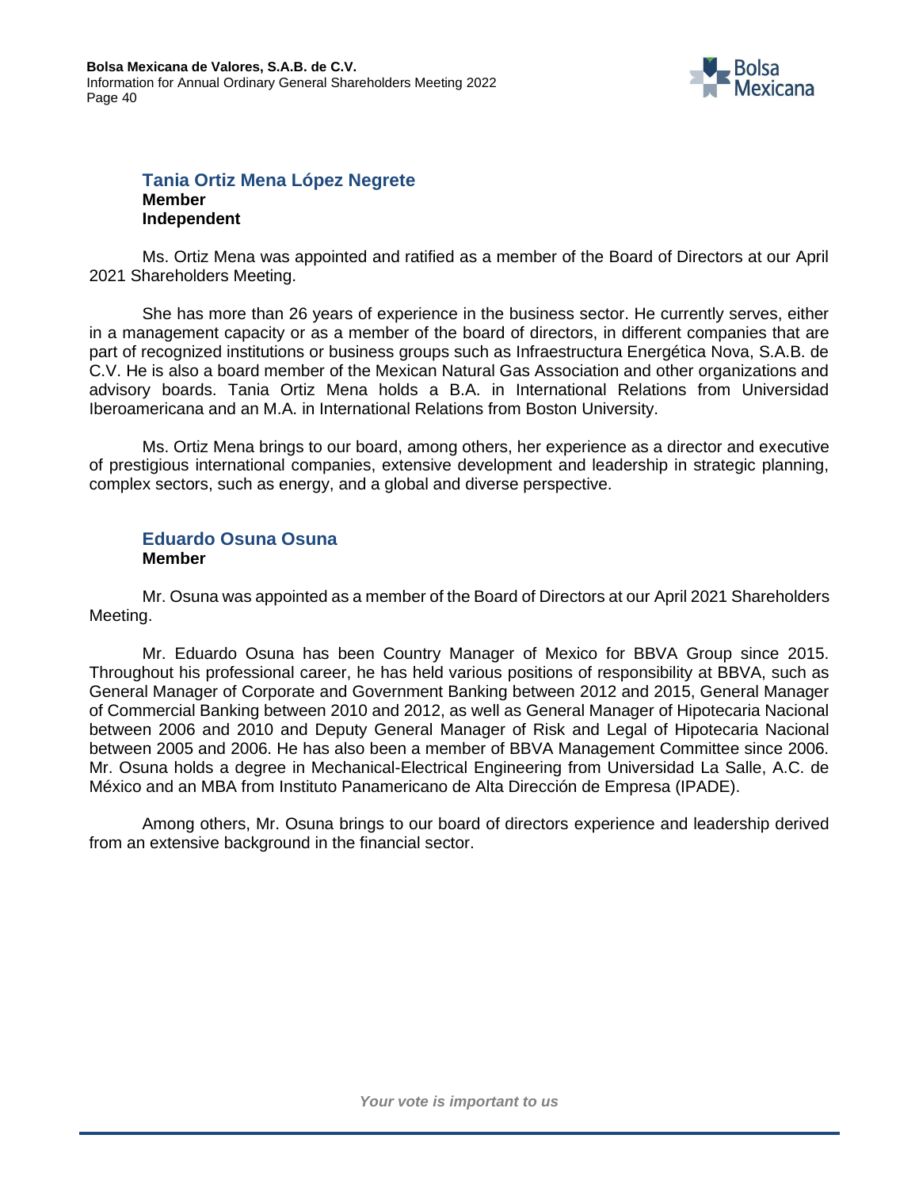### Tania Ortiz Mena López Negrete

**Member**
**Independent**

Ms. Ortiz Mena was appointed and ratified as a member of the Board of Directors at our April 2021 Shareholders Meeting.

She has more than 26 years of experience in the business sector. He currently serves, either in a management capacity or as a member of the board of directors, in different companies that are part of recognized institutions or business groups such as Infraestructura Energética Nova, S.A.B. de C.V. He is also a board member of the Mexican Natural Gas Association and other organizations and advisory boards. Tania Ortiz Mena holds a B.A. in International Relations from Universidad Iberoamericana and an M.A. in International Relations from Boston University.

Ms. Ortiz Mena brings to our board, among others, her experience as a director and executive of prestigious international companies, extensive development and leadership in strategic planning, complex sectors, such as energy, and a global and diverse perspective.

### Eduardo Osuna Osuna

**Member**

Mr. Osuna was appointed as a member of the Board of Directors at our April 2021 Shareholders Meeting.

Mr. Eduardo Osuna has been Country Manager of Mexico for BBVA Group since 2015. Throughout his professional career, he has held various positions of responsibility at BBVA, such as General Manager of Corporate and Government Banking between 2012 and 2015, General Manager of Commercial Banking between 2010 and 2012, as well as General Manager of Hipotecaria Nacional between 2006 and 2010 and Deputy General Manager of Risk and Legal of Hipotecaria Nacional between 2005 and 2006. He has also been a member of BBVA Management Committee since 2006. Mr. Osuna holds a degree in Mechanical-Electrical Engineering from Universidad La Salle, A.C. de México and an MBA from Instituto Panamericano de Alta Dirección de Empresa (IPADE).

Among others, Mr. Osuna brings to our board of directors experience and leadership derived from an extensive background in the financial sector.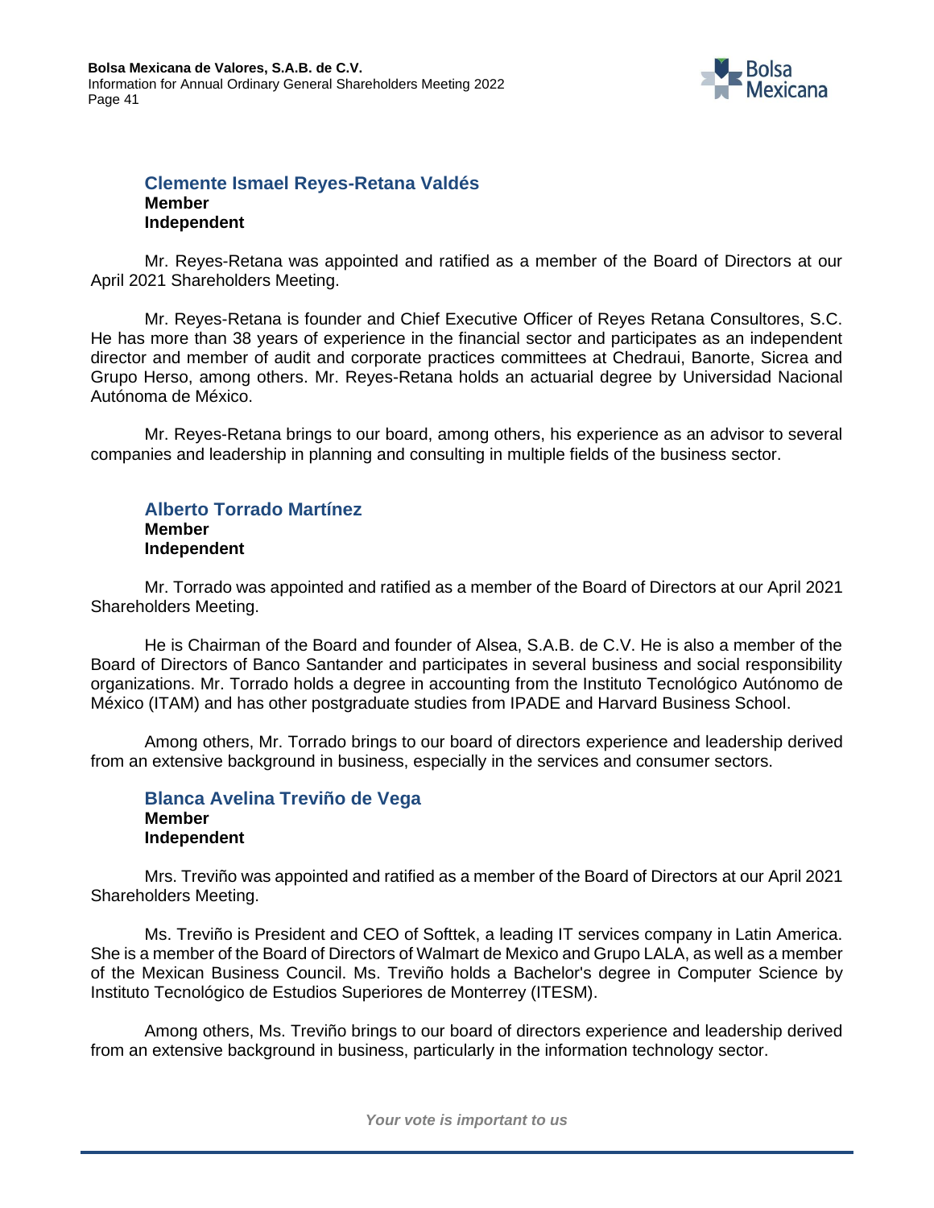### Clemente Ismael Reyes-Retana Valdés

**Member**
**Independent**

Mr. Reyes-Retana was appointed and ratified as a member of the Board of Directors at our April 2021 Shareholders Meeting.

Mr. Reyes-Retana is founder and Chief Executive Officer of Reyes Retana Consultores, S.C. He has more than 38 years of experience in the financial sector and participates as an independent director and member of audit and corporate practices committees at Chedraui, Banorte, Sicrea and Grupo Herso, among others. Mr. Reyes-Retana holds an actuarial degree by Universidad Nacional Autónoma de México.

Mr. Reyes-Retana brings to our board, among others, his experience as an advisor to several companies and leadership in planning and consulting in multiple fields of the business sector.

### Alberto Torrado Martínez

**Member**
**Independent**

Mr. Torrado was appointed and ratified as a member of the Board of Directors at our April 2021 Shareholders Meeting.

He is Chairman of the Board and founder of Alsea, S.A.B. de C.V. He is also a member of the Board of Directors of Banco Santander and participates in several business and social responsibility organizations. Mr. Torrado holds a degree in accounting from the Instituto Tecnológico Autónomo de México (ITAM) and has other postgraduate studies from IPADE and Harvard Business School.

Among others, Mr. Torrado brings to our board of directors experience and leadership derived from an extensive background in business, especially in the services and consumer sectors.

### Blanca Avelina Treviño de Vega

**Member**
**Independent**

Mrs. Treviño was appointed and ratified as a member of the Board of Directors at our April 2021 Shareholders Meeting.

Ms. Treviño is President and CEO of Softtek, a leading IT services company in Latin America. She is a member of the Board of Directors of Walmart de Mexico and Grupo LALA, as well as a member of the Mexican Business Council. Ms. Treviño holds a Bachelor's degree in Computer Science by Instituto Tecnológico de Estudios Superiores de Monterrey (ITESM).

Among others, Ms. Treviño brings to our board of directors experience and leadership derived from an extensive background in business, particularly in the information technology sector.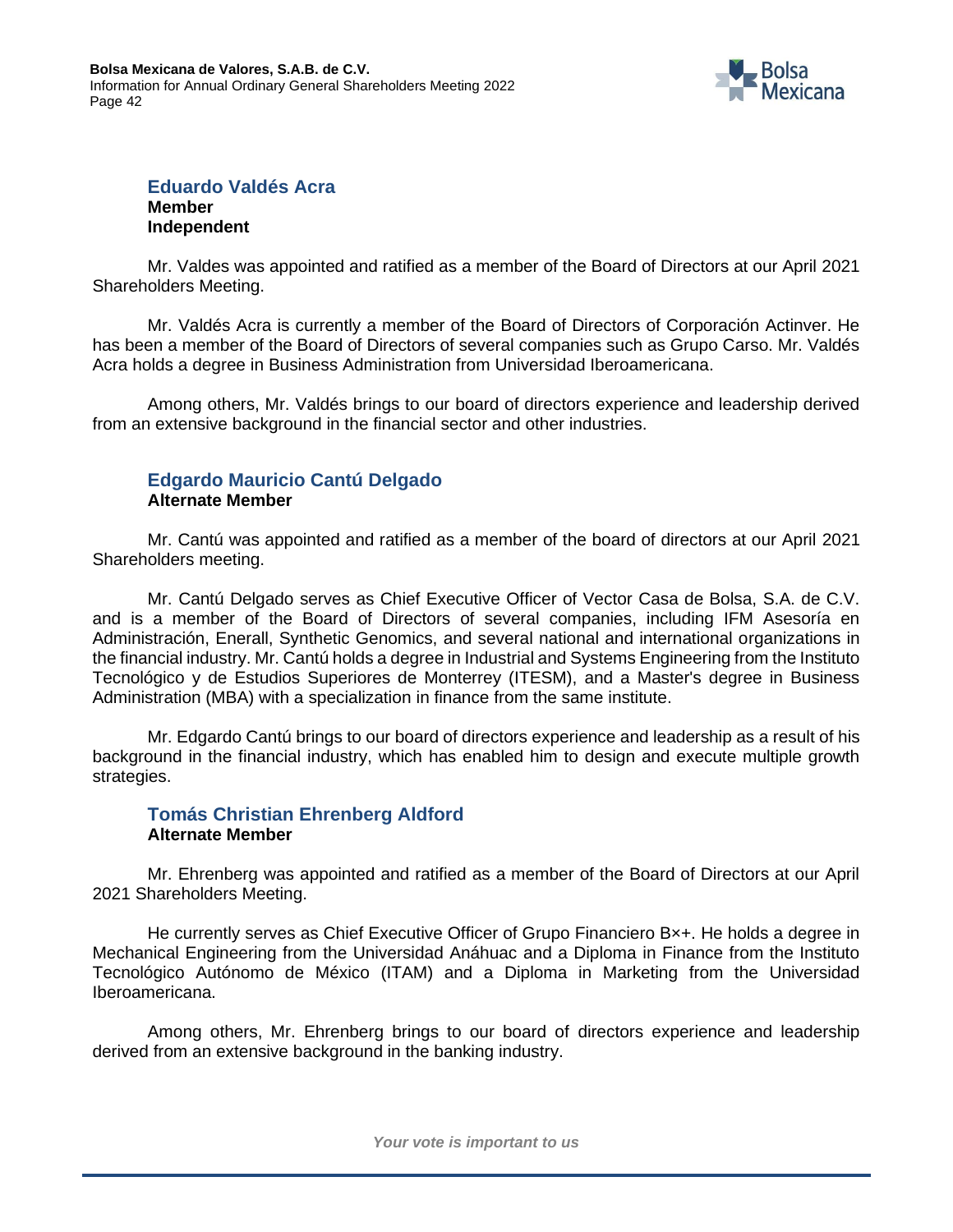### Eduardo Valdés Acra

**Member**
**Independent**

Mr. Valdes was appointed and ratified as a member of the Board of Directors at our April 2021 Shareholders Meeting.

Mr. Valdés Acra is currently a member of the Board of Directors of Corporación Actinver. He has been a member of the Board of Directors of several companies such as Grupo Carso. Mr. Valdés Acra holds a degree in Business Administration from Universidad Iberoamericana.

Among others, Mr. Valdés brings to our board of directors experience and leadership derived from an extensive background in the financial sector and other industries.

### Edgardo Mauricio Cantú Delgado

**Alternate Member**

Mr. Cantú was appointed and ratified as a member of the board of directors at our April 2021 Shareholders meeting.

Mr. Cantú Delgado serves as Chief Executive Officer of Vector Casa de Bolsa, S.A. de C.V. and is a member of the Board of Directors of several companies, including IFM Asesoría en Administración, Enerall, Synthetic Genomics, and several national and international organizations in the financial industry. Mr. Cantú holds a degree in Industrial and Systems Engineering from the Instituto Tecnológico y de Estudios Superiores de Monterrey (ITESM), and a Master's degree in Business Administration (MBA) with a specialization in finance from the same institute.

Mr. Edgardo Cantú brings to our board of directors experience and leadership as a result of his background in the financial industry, which has enabled him to design and execute multiple growth strategies.

### Tomás Christian Ehrenberg Aldford

**Alternate Member**

Mr. Ehrenberg was appointed and ratified as a member of the Board of Directors at our April 2021 Shareholders Meeting.

He currently serves as Chief Executive Officer of Grupo Financiero B×+. He holds a degree in Mechanical Engineering from the Universidad Anáhuac and a Diploma in Finance from the Instituto Tecnológico Autónomo de México (ITAM) and a Diploma in Marketing from the Universidad Iberoamericana.

Among others, Mr. Ehrenberg brings to our board of directors experience and leadership derived from an extensive background in the banking industry.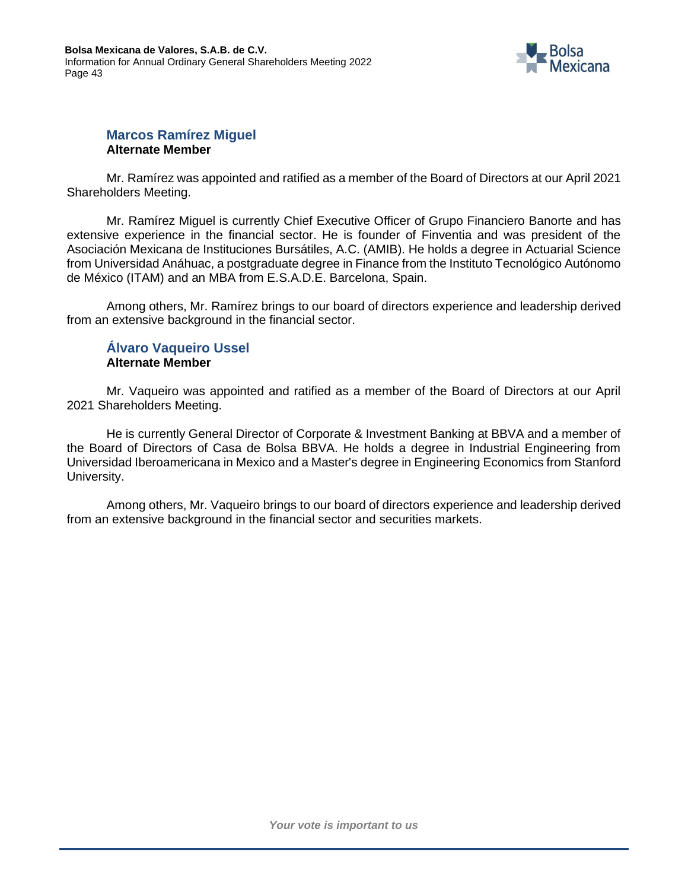### Marcos Ramírez Miguel
**Alternate Member**

Mr. Ramírez was appointed and ratified as a member of the Board of Directors at our April 2021 Shareholders Meeting.

Mr. Ramírez Miguel is currently Chief Executive Officer of Grupo Financiero Banorte and has extensive experience in the financial sector. He is founder of Finventia and was president of the Asociación Mexicana de Instituciones Bursátiles, A.C. (AMIB). He holds a degree in Actuarial Science from Universidad Anáhuac, a postgraduate degree in Finance from the Instituto Tecnológico Autónomo de México (ITAM) and an MBA from E.S.A.D.E. Barcelona, Spain.

Among others, Mr. Ramírez brings to our board of directors experience and leadership derived from an extensive background in the financial sector.

### Álvaro Vaqueiro Ussel
**Alternate Member**

Mr. Vaqueiro was appointed and ratified as a member of the Board of Directors at our April 2021 Shareholders Meeting.

He is currently General Director of Corporate & Investment Banking at BBVA and a member of the Board of Directors of Casa de Bolsa BBVA. He holds a degree in Industrial Engineering from Universidad Iberoamericana in Mexico and a Master's degree in Engineering Economics from Stanford University.

Among others, Mr. Vaqueiro brings to our board of directors experience and leadership derived from an extensive background in the financial sector and securities markets.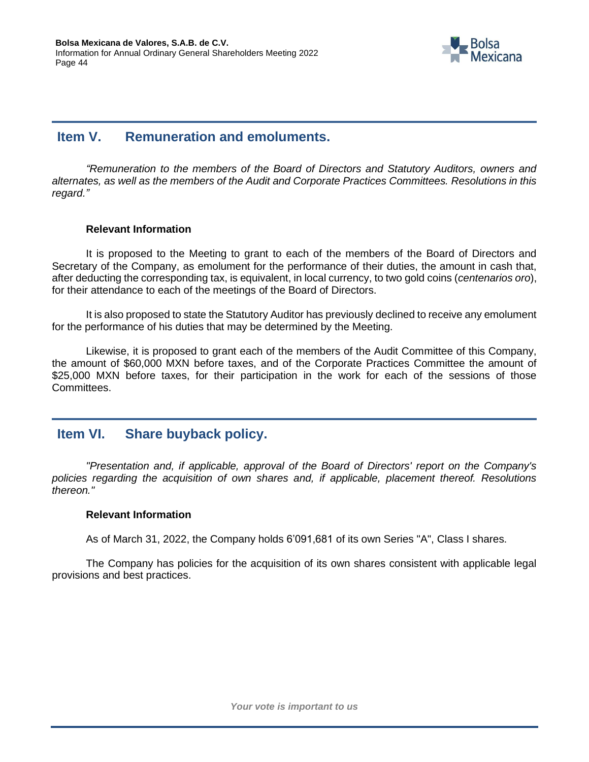## Item V. Remuneration and emoluments.

*"Remuneration to the members of the Board of Directors and Statutory Auditors, owners and alternates, as well as the members of the Audit and Corporate Practices Committees. Resolutions in this regard."*

**Relevant Information**

It is proposed to the Meeting to grant to each of the members of the Board of Directors and Secretary of the Company, as emolument for the performance of their duties, the amount in cash that, after deducting the corresponding tax, is equivalent, in local currency, to two gold coins (*centenarios oro*), for their attendance to each of the meetings of the Board of Directors.

It is also proposed to state the Statutory Auditor has previously declined to receive any emolument for the performance of his duties that may be determined by the Meeting.

Likewise, it is proposed to grant each of the members of the Audit Committee of this Company, the amount of $60,000 MXN before taxes, and of the Corporate Practices Committee the amount of $25,000 MXN before taxes, for their participation in the work for each of the sessions of those Committees.

## Item VI. Share buyback policy.

*"Presentation and, if applicable, approval of the Board of Directors' report on the Company's policies regarding the acquisition of own shares and, if applicable, placement thereof. Resolutions thereon."*

**Relevant Information**

As of March 31, 2022, the Company holds 6'091,681 of its own Series "A", Class I shares.

The Company has policies for the acquisition of its own shares consistent with applicable legal provisions and best practices.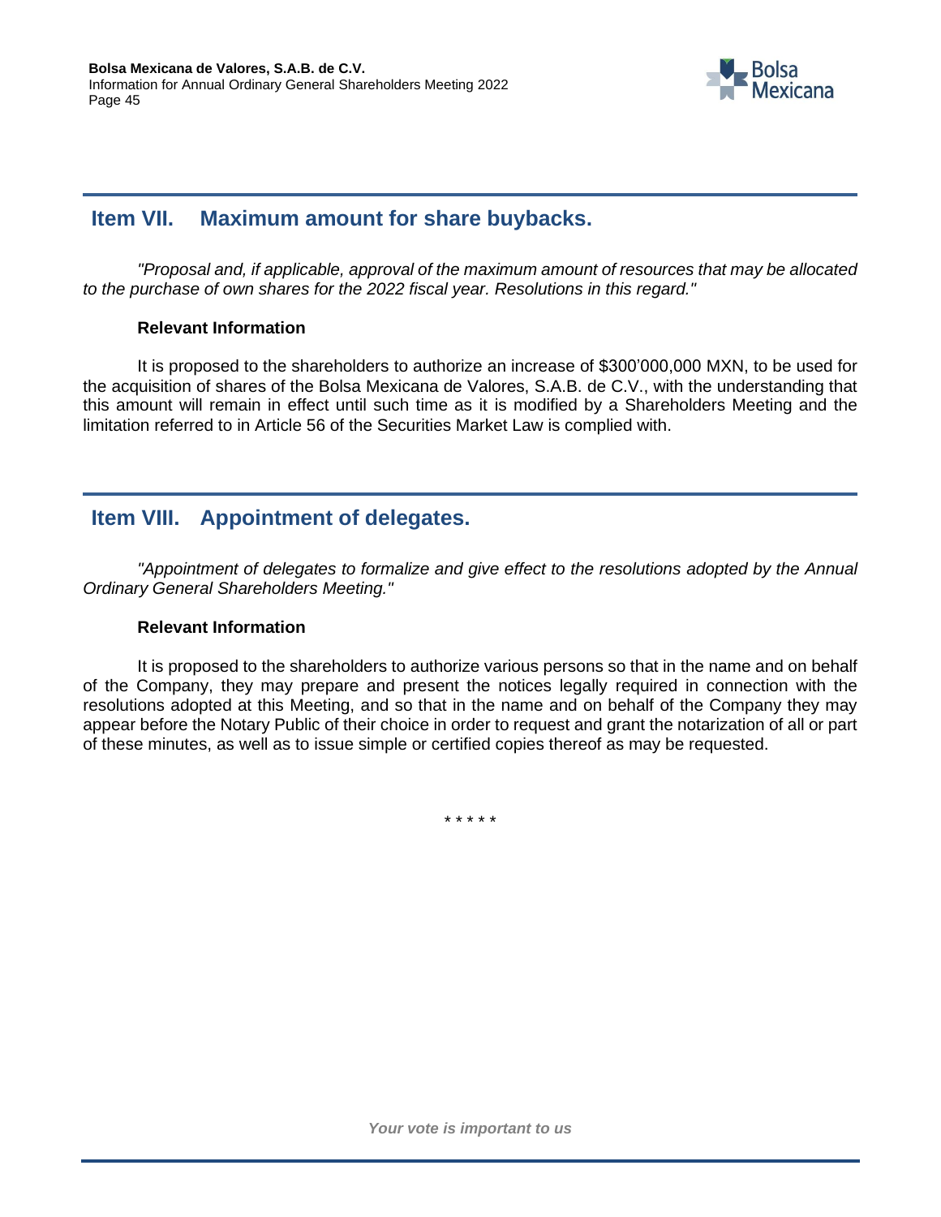## Item VII. Maximum amount for share buybacks.

*"Proposal and, if applicable, approval of the maximum amount of resources that may be allocated to the purchase of own shares for the 2022 fiscal year. Resolutions in this regard."*

**Relevant Information**

It is proposed to the shareholders to authorize an increase of $300'000,000 MXN, to be used for the acquisition of shares of the Bolsa Mexicana de Valores, S.A.B. de C.V., with the understanding that this amount will remain in effect until such time as it is modified by a Shareholders Meeting and the limitation referred to in Article 56 of the Securities Market Law is complied with.

## Item VIII. Appointment of delegates.

*"Appointment of delegates to formalize and give effect to the resolutions adopted by the Annual Ordinary General Shareholders Meeting."*

**Relevant Information**

It is proposed to the shareholders to authorize various persons so that in the name and on behalf of the Company, they may prepare and present the notices legally required in connection with the resolutions adopted at this Meeting, and so that in the name and on behalf of the Company they may appear before the Notary Public of their choice in order to request and grant the notarization of all or part of these minutes, as well as to issue simple or certified copies thereof as may be requested.

\* \* \* \* \*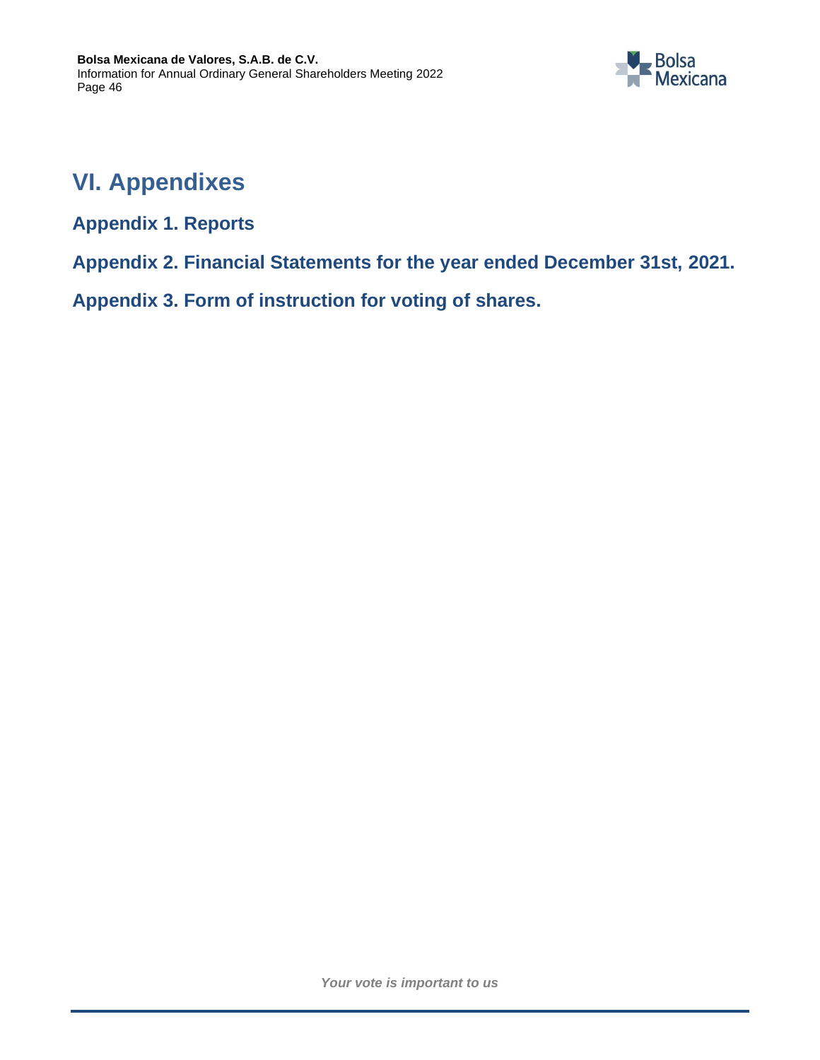# VI. Appendixes

## Appendix 1. Reports

## Appendix 2. Financial Statements for the year ended December 31st, 2021.

## Appendix 3. Form of instruction for voting of shares.